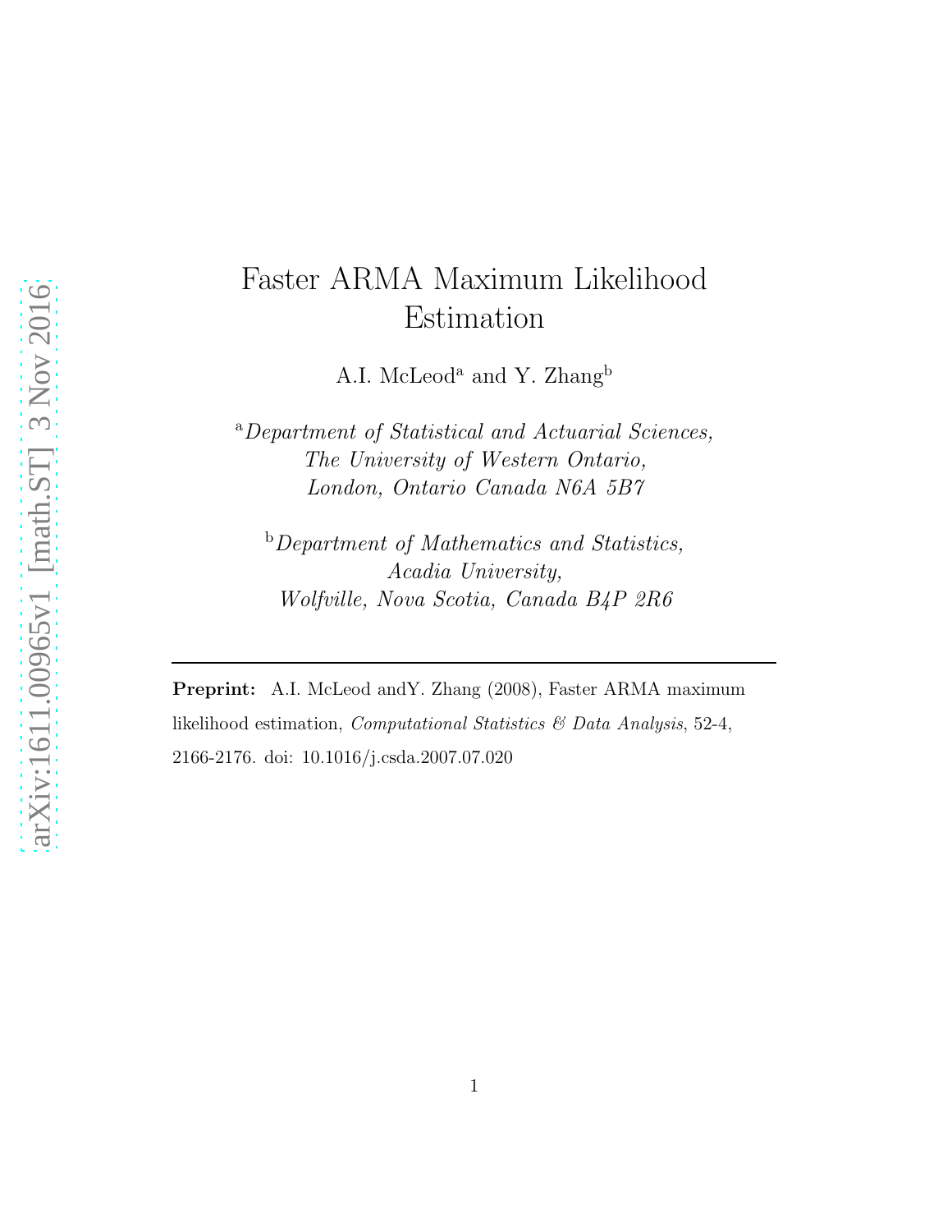# Faster ARMA Maximum Likelihood Estimation

A.I. McLeod[a] and Y. Zhang[b]

[a] *Department of Statistical and Actuarial Sciences, The University of Western Ontario, London, Ontario Canada N6A 5B7*

[b] *Department of Mathematics and Statistics, Acadia University, Wolfville, Nova Scotia, Canada B4P 2R6*

---

**Preprint:** A.I. McLeod andY. Zhang (2008), Faster ARMA maximum likelihood estimation, *Computational Statistics & Data Analysis*, 52-4, 2166-2176. doi: 10.1016/j.csda.2007.07.020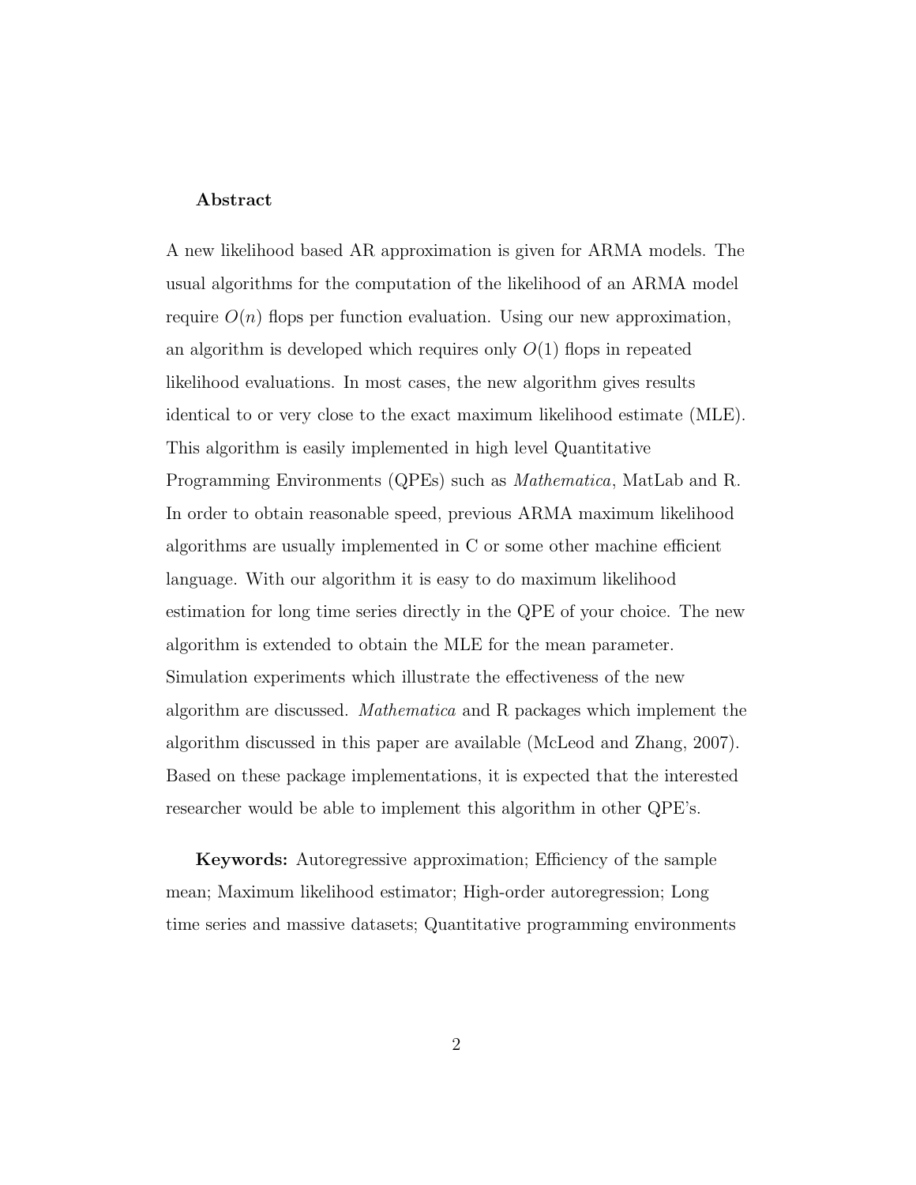**Abstract**

A new likelihood based AR approximation is given for ARMA models. The usual algorithms for the computation of the likelihood of an ARMA model require $O(n)$ flops per function evaluation. Using our new approximation, an algorithm is developed which requires only $O(1)$ flops in repeated likelihood evaluations. In most cases, the new algorithm gives results identical to or very close to the exact maximum likelihood estimate (MLE). This algorithm is easily implemented in high level Quantitative Programming Environments (QPEs) such as *Mathematica*, MatLab and R. In order to obtain reasonable speed, previous ARMA maximum likelihood algorithms are usually implemented in C or some other machine efficient language. With our algorithm it is easy to do maximum likelihood estimation for long time series directly in the QPE of your choice. The new algorithm is extended to obtain the MLE for the mean parameter. Simulation experiments which illustrate the effectiveness of the new algorithm are discussed. *Mathematica* and R packages which implement the algorithm discussed in this paper are available (McLeod and Zhang, 2007). Based on these package implementations, it is expected that the interested researcher would be able to implement this algorithm in other QPE's.

**Keywords:** Autoregressive approximation; Efficiency of the sample mean; Maximum likelihood estimator; High-order autoregression; Long time series and massive datasets; Quantitative programming environments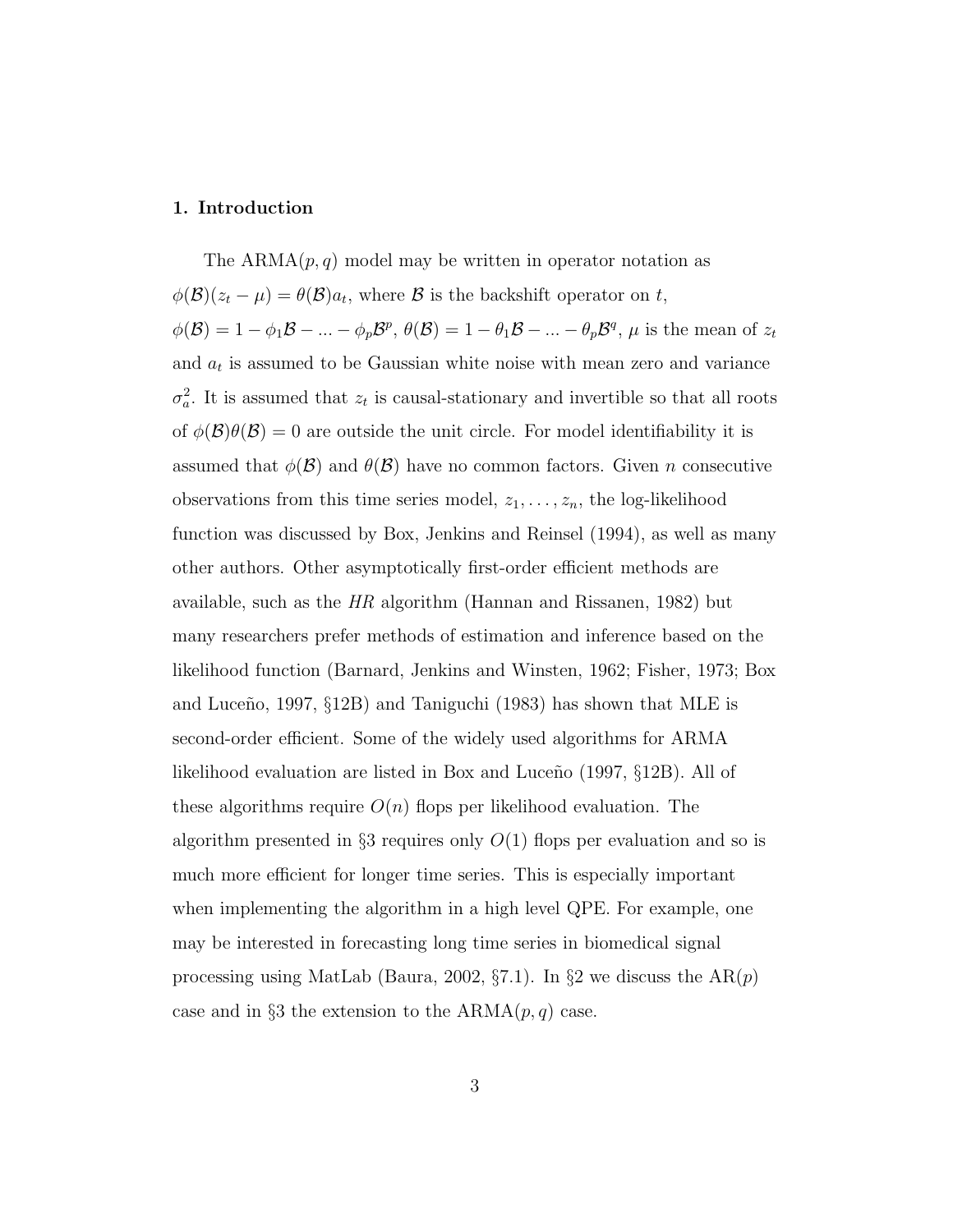## 1. Introduction

The ARMA$(p, q)$ model may be written in operator notation as $\phi(\mathcal{B})(z_t - \mu) = \theta(\mathcal{B})a_t$, where $\mathcal{B}$ is the backshift operator on $t$, $\phi(\mathcal{B}) = 1 - \phi_1\mathcal{B} - ... - \phi_p\mathcal{B}^p$, $\theta(\mathcal{B}) = 1 - \theta_1\mathcal{B} - ... - \theta_p\mathcal{B}^q$, $\mu$ is the mean of $z_t$ and $a_t$ is assumed to be Gaussian white noise with mean zero and variance $\sigma_a^2$. It is assumed that $z_t$ is causal-stationary and invertible so that all roots of $\phi(\mathcal{B})\theta(\mathcal{B}) = 0$ are outside the unit circle. For model identifiability it is assumed that $\phi(\mathcal{B})$ and $\theta(\mathcal{B})$ have no common factors. Given $n$ consecutive observations from this time series model, $z_1, \ldots, z_n$, the log-likelihood function was discussed by Box, Jenkins and Reinsel (1994), as well as many other authors. Other asymptotically first-order efficient methods are available, such as the *HR* algorithm (Hannan and Rissanen, 1982) but many researchers prefer methods of estimation and inference based on the likelihood function (Barnard, Jenkins and Winsten, 1962; Fisher, 1973; Box and Luceño, 1997, §12B) and Taniguchi (1983) has shown that MLE is second-order efficient. Some of the widely used algorithms for ARMA likelihood evaluation are listed in Box and Luceño (1997, §12B). All of these algorithms require $O(n)$ flops per likelihood evaluation. The algorithm presented in §3 requires only $O(1)$ flops per evaluation and so is much more efficient for longer time series. This is especially important when implementing the algorithm in a high level QPE. For example, one may be interested in forecasting long time series in biomedical signal processing using MatLab (Baura, 2002, §7.1). In §2 we discuss the AR$(p)$ case and in §3 the extension to the ARMA$(p, q)$ case.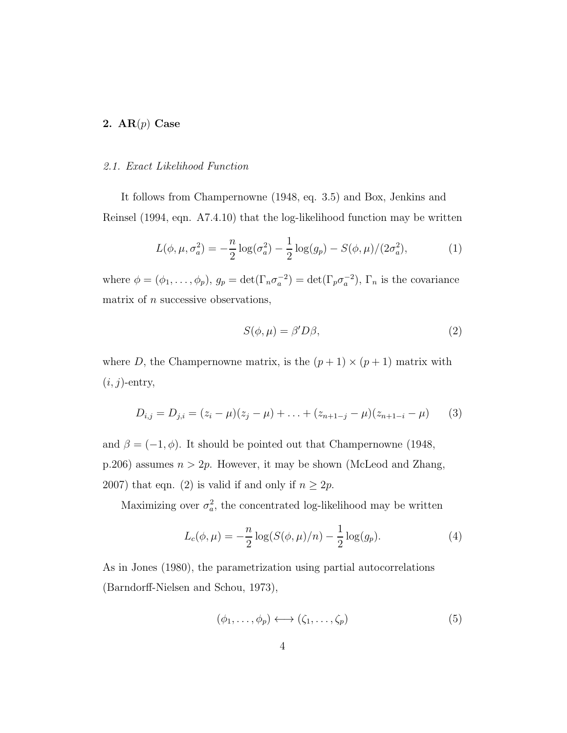## 2. AR($p$) Case

### *2.1. Exact Likelihood Function*

It follows from Champernowne (1948, eq. 3.5) and Box, Jenkins and Reinsel (1994, eqn. A7.4.10) that the log-likelihood function may be written

$$L(\phi, \mu, \sigma_a^2) = -\frac{n}{2}\log(\sigma_a^2) - \frac{1}{2}\log(g_p) - S(\phi, \mu)/(2\sigma_a^2), \tag{1}$$

where $\phi = (\phi_1, \ldots, \phi_p)$, $g_p = \det(\Gamma_n \sigma_a^{-2}) = \det(\Gamma_p \sigma_a^{-2})$, $\Gamma_n$ is the covariance matrix of $n$ successive observations,

$$S(\phi, \mu) = \beta' D \beta, \tag{2}$$

where $D$, the Champernowne matrix, is the $(p+1) \times (p+1)$ matrix with $(i, j)$-entry,

$$D_{i,j} = D_{j,i} = (z_i - \mu)(z_j - \mu) + \ldots + (z_{n+1-j} - \mu)(z_{n+1-i} - \mu) \tag{3}$$

and $\beta = (-1, \phi)$. It should be pointed out that Champernowne (1948, p.206) assumes $n > 2p$. However, it may be shown (McLeod and Zhang, 2007) that eqn. (2) is valid if and only if $n \geq 2p$.

Maximizing over $\sigma_a^2$, the concentrated log-likelihood may be written

$$L_c(\phi, \mu) = -\frac{n}{2}\log(S(\phi, \mu)/n) - \frac{1}{2}\log(g_p). \tag{4}$$

As in Jones (1980), the parametrization using partial autocorrelations (Barndorff-Nielsen and Schou, 1973),

$$(\phi_1, \ldots, \phi_p) \longleftrightarrow (\zeta_1, \ldots, \zeta_p) \tag{5}$$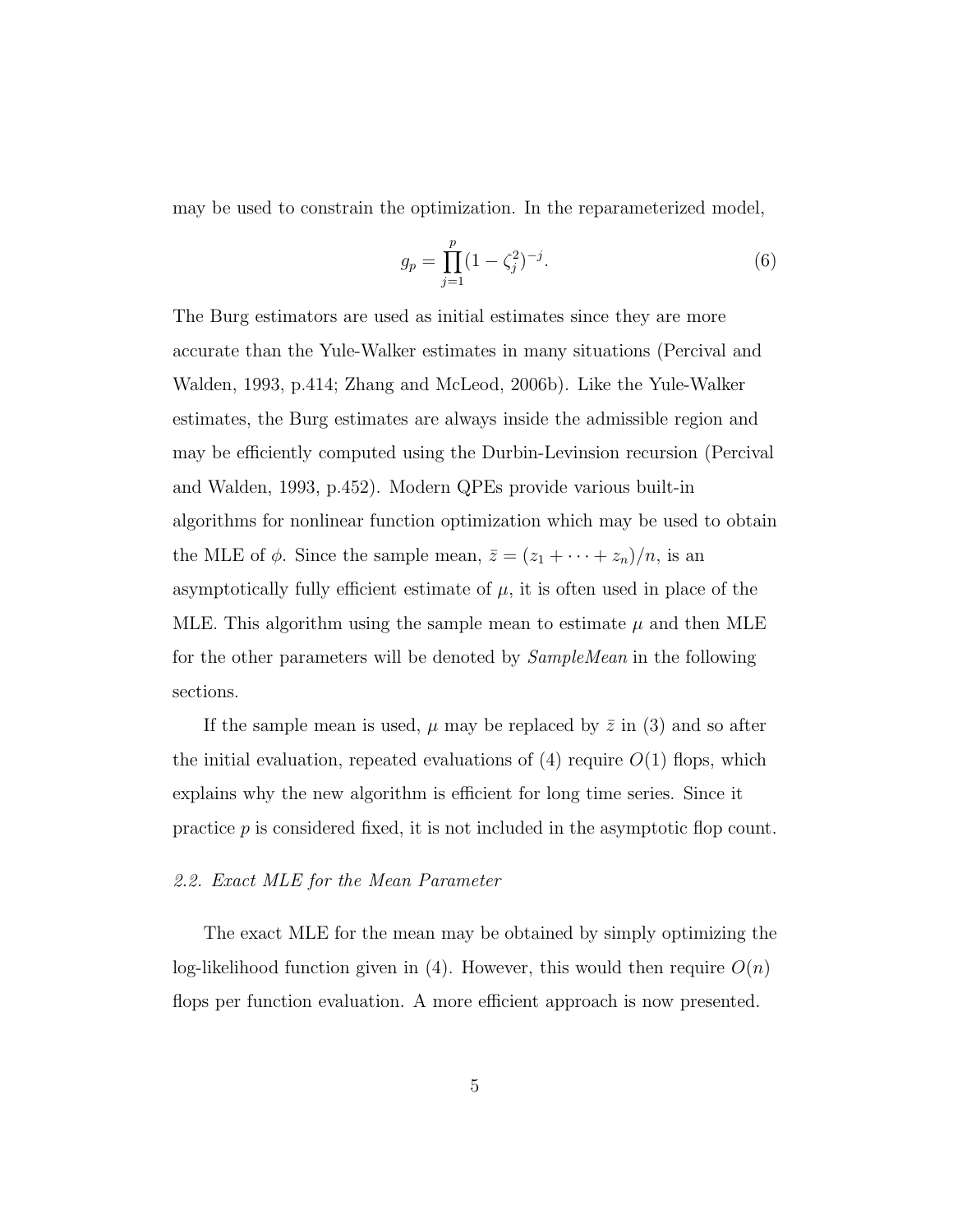may be used to constrain the optimization. In the reparameterized model,

$$g_p = \prod_{j=1}^{p} (1 - \zeta_j^2)^{-j}. \tag{6}$$

The Burg estimators are used as initial estimates since they are more accurate than the Yule-Walker estimates in many situations (Percival and Walden, 1993, p.414; Zhang and McLeod, 2006b). Like the Yule-Walker estimates, the Burg estimates are always inside the admissible region and may be efficiently computed using the Durbin-Levinsion recursion (Percival and Walden, 1993, p.452). Modern QPEs provide various built-in algorithms for nonlinear function optimization which may be used to obtain the MLE of $\phi$. Since the sample mean, $\bar{z} = (z_1 + \cdots + z_n)/n$, is an asymptotically fully efficient estimate of $\mu$, it is often used in place of the MLE. This algorithm using the sample mean to estimate $\mu$ and then MLE for the other parameters will be denoted by *SampleMean* in the following sections.

If the sample mean is used, $\mu$ may be replaced by $\bar{z}$ in (3) and so after the initial evaluation, repeated evaluations of (4) require $O(1)$ flops, which explains why the new algorithm is efficient for long time series. Since it practice $p$ is considered fixed, it is not included in the asymptotic flop count.

### *2.2. Exact MLE for the Mean Parameter*

The exact MLE for the mean may be obtained by simply optimizing the log-likelihood function given in (4). However, this would then require $O(n)$ flops per function evaluation. A more efficient approach is now presented.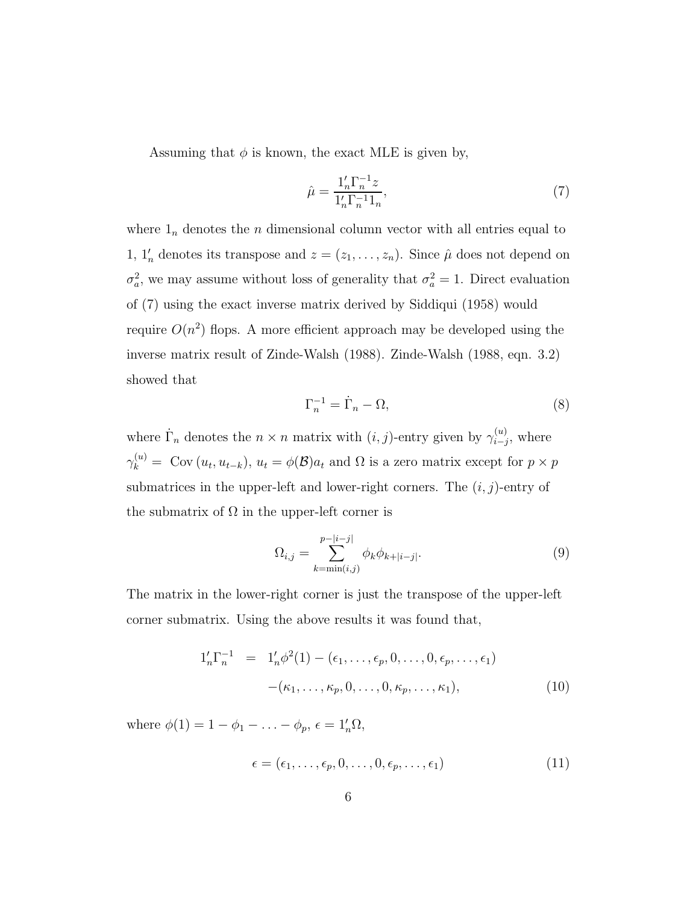Assuming that $\phi$ is known, the exact MLE is given by,

$$\hat{\mu} = \frac{1_n' \Gamma_n^{-1} z}{1_n' \Gamma_n^{-1} 1_n}, \tag{7}$$

where $1_n$ denotes the $n$ dimensional column vector with all entries equal to 1, $1_n'$ denotes its transpose and $z = (z_1, \ldots, z_n)$. Since $\hat{\mu}$ does not depend on $\sigma_a^2$, we may assume without loss of generality that $\sigma_a^2 = 1$. Direct evaluation of (7) using the exact inverse matrix derived by Siddiqui (1958) would require $O(n^2)$ flops. A more efficient approach may be developed using the inverse matrix result of Zinde-Walsh (1988). Zinde-Walsh (1988, eqn. 3.2) showed that

$$\Gamma_n^{-1} = \dot{\Gamma}_n - \Omega, \tag{8}$$

where $\dot{\Gamma}_n$ denotes the $n \times n$ matrix with $(i, j)$-entry given by $\gamma_{i-j}^{(u)}$, where $\gamma_k^{(u)} = \text{Cov}\,(u_t, u_{t-k})$, $u_t = \phi(\mathcal{B}) a_t$ and $\Omega$ is a zero matrix except for $p \times p$ submatrices in the upper-left and lower-right corners. The $(i, j)$-entry of the submatrix of $\Omega$ in the upper-left corner is

$$\Omega_{i,j} = \sum_{k=\min(i,j)}^{p-|i-j|} \phi_k \phi_{k+|i-j|}. \tag{9}$$

The matrix in the lower-right corner is just the transpose of the upper-left corner submatrix. Using the above results it was found that,

$$\begin{aligned} 1_n' \Gamma_n^{-1} &= 1_n' \phi^2(1) - (\epsilon_1, \ldots, \epsilon_p, 0, \ldots, 0, \epsilon_p, \ldots, \epsilon_1) \\ &\quad -(\kappa_1, \ldots, \kappa_p, 0, \ldots, 0, \kappa_p, \ldots, \kappa_1), \end{aligned} \tag{10}$$

where $\phi(1) = 1 - \phi_1 - \ldots - \phi_p$, $\epsilon = 1_n' \Omega$,

$$\epsilon = (\epsilon_1, \ldots, \epsilon_p, 0, \ldots, 0, \epsilon_p, \ldots, \epsilon_1) \tag{11}$$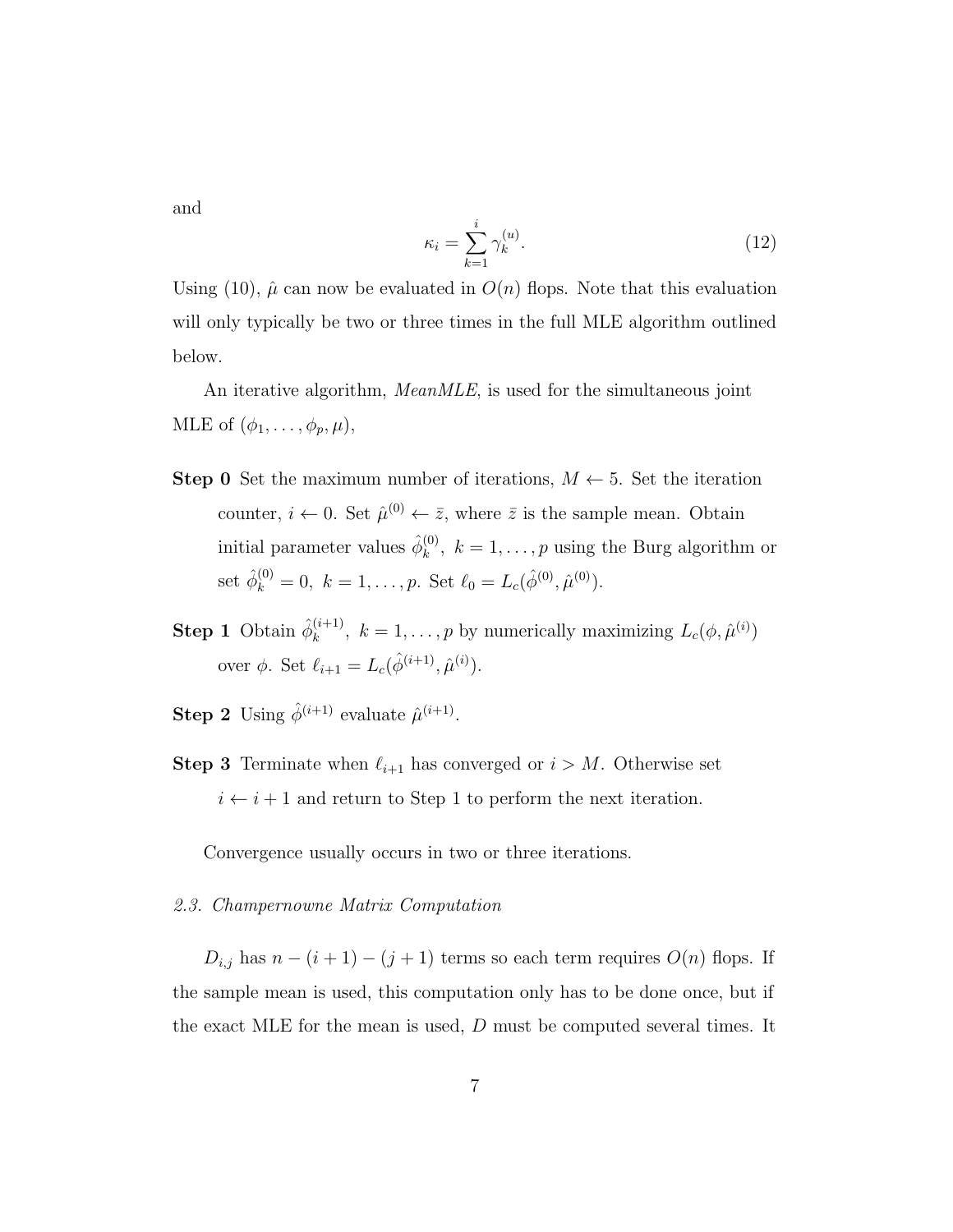and

$$\kappa_i = \sum_{k=1}^{i} \gamma_k^{(u)}. \tag{12}$$

Using (10), $\hat{\mu}$ can now be evaluated in $O(n)$ flops. Note that this evaluation will only typically be two or three times in the full MLE algorithm outlined below.

An iterative algorithm, *MeanMLE*, is used for the simultaneous joint MLE of $(\phi_1, \ldots, \phi_p, \mu)$,

**Step 0** Set the maximum number of iterations, $M \leftarrow 5$. Set the iteration counter, $i \leftarrow 0$. Set $\hat{\mu}^{(0)} \leftarrow \bar{z}$, where $\bar{z}$ is the sample mean. Obtain initial parameter values $\hat{\phi}_k^{(0)},\ k = 1, \ldots, p$ using the Burg algorithm or set $\hat{\phi}_k^{(0)} = 0,\ k = 1, \ldots, p$. Set $\ell_0 = L_c(\hat{\phi}^{(0)}, \hat{\mu}^{(0)})$.

**Step 1** Obtain $\hat{\phi}_k^{(i+1)},\ k = 1, \ldots, p$ by numerically maximizing $L_c(\phi, \hat{\mu}^{(i)})$ over $\phi$. Set $\ell_{i+1} = L_c(\hat{\phi}^{(i+1)}, \hat{\mu}^{(i)})$.

**Step 2** Using $\hat{\phi}^{(i+1)}$ evaluate $\hat{\mu}^{(i+1)}$.

**Step 3** Terminate when $\ell_{i+1}$ has converged or $i > M$. Otherwise set $i \leftarrow i + 1$ and return to Step 1 to perform the next iteration.

Convergence usually occurs in two or three iterations.

### *2.3. Champernowne Matrix Computation*

$D_{i,j}$ has $n - (i + 1) - (j + 1)$ terms so each term requires $O(n)$ flops. If the sample mean is used, this computation only has to be done once, but if the exact MLE for the mean is used, $D$ must be computed several times. It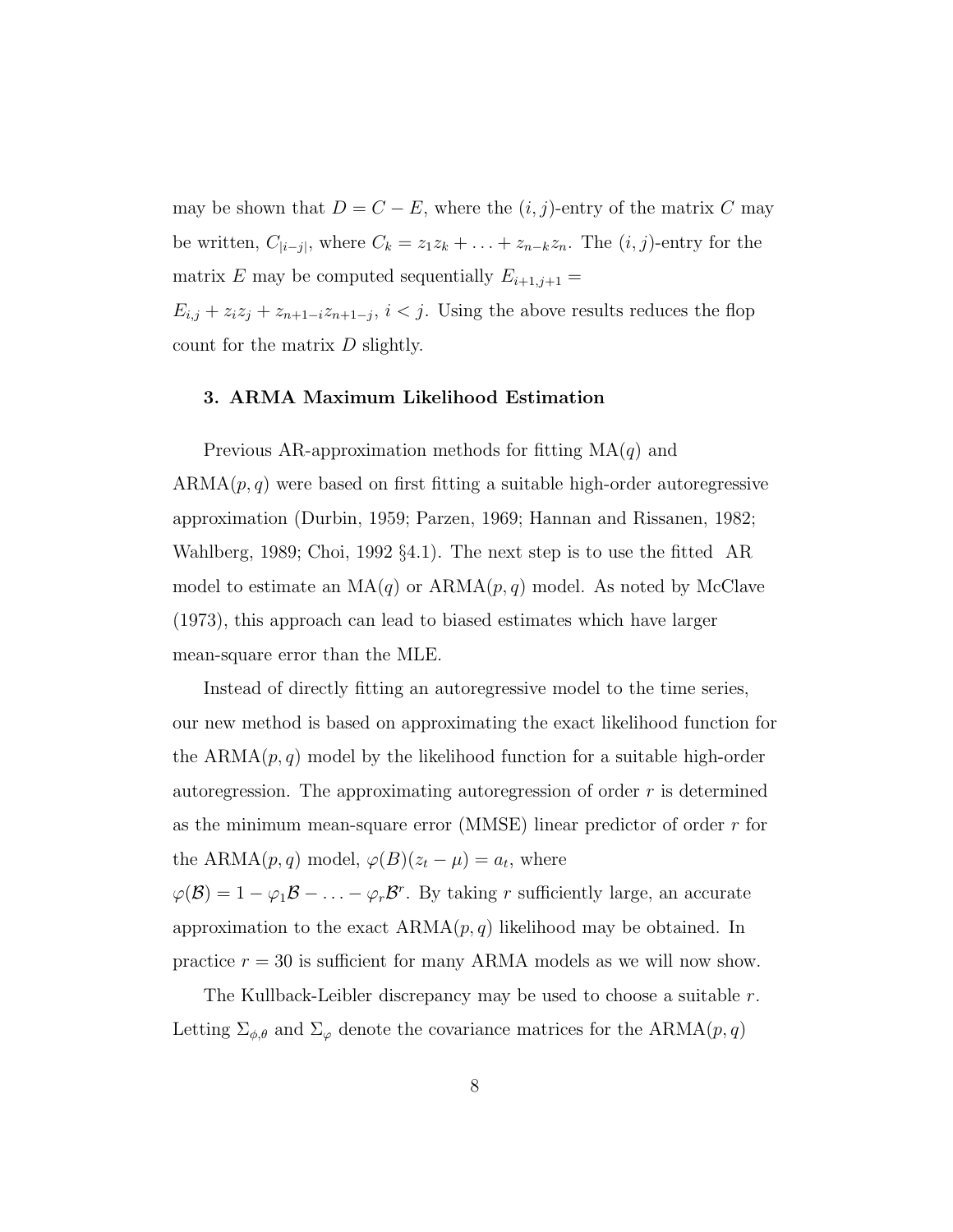may be shown that $D = C - E$, where the $(i, j)$-entry of the matrix $C$ may be written, $C_{|i-j|}$, where $C_k = z_1 z_k + \ldots + z_{n-k} z_n$. The $(i, j)$-entry for the matrix $E$ may be computed sequentially $E_{i+1,j+1} = E_{i,j} + z_i z_j + z_{n+1-i} z_{n+1-j}$, $i < j$. Using the above results reduces the flop count for the matrix $D$ slightly.

### 3. ARMA Maximum Likelihood Estimation

Previous AR-approximation methods for fitting MA($q$) and ARMA($p, q$) were based on first fitting a suitable high-order autoregressive approximation (Durbin, 1959; Parzen, 1969; Hannan and Rissanen, 1982; Wahlberg, 1989; Choi, 1992 §4.1). The next step is to use the fitted AR model to estimate an MA($q$) or ARMA($p, q$) model. As noted by McClave (1973), this approach can lead to biased estimates which have larger mean-square error than the MLE.

Instead of directly fitting an autoregressive model to the time series, our new method is based on approximating the exact likelihood function for the ARMA($p, q$) model by the likelihood function for a suitable high-order autoregression. The approximating autoregression of order $r$ is determined as the minimum mean-square error (MMSE) linear predictor of order $r$ for the ARMA($p, q$) model, $\varphi(B)(z_t - \mu) = a_t$, where $\varphi(\mathcal{B}) = 1 - \varphi_1 \mathcal{B} - \ldots - \varphi_r \mathcal{B}^r$. By taking $r$ sufficiently large, an accurate approximation to the exact ARMA($p, q$) likelihood may be obtained. In practice $r = 30$ is sufficient for many ARMA models as we will now show.

The Kullback-Leibler discrepancy may be used to choose a suitable $r$. Letting $\Sigma_{\phi,\theta}$ and $\Sigma_{\varphi}$ denote the covariance matrices for the ARMA($p, q$)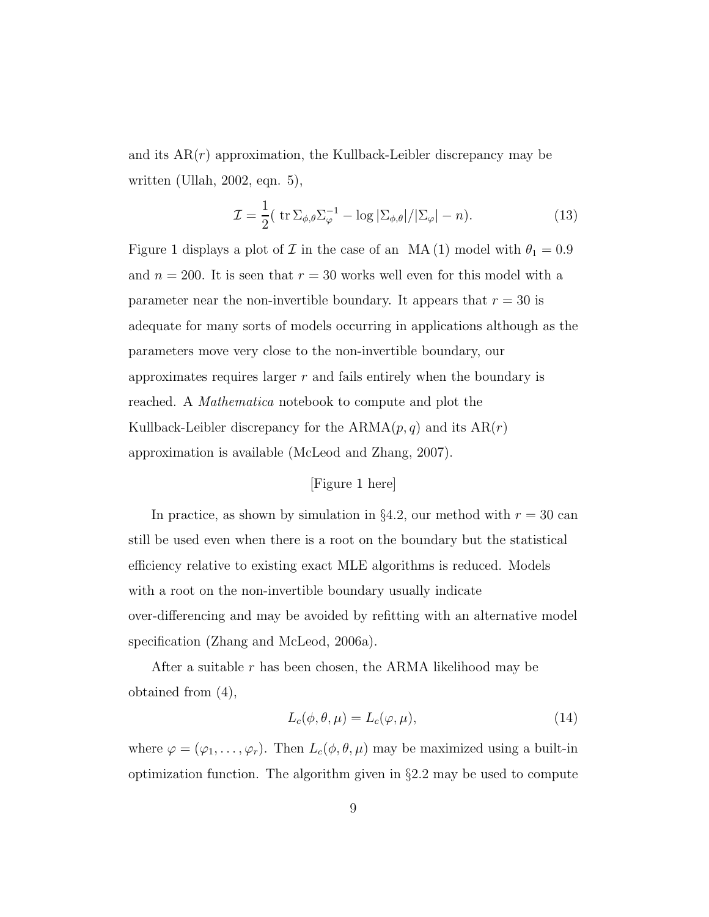and its $\mathrm{AR}(r)$ approximation, the Kullback-Leibler discrepancy may be written (Ullah, 2002, eqn. 5),

$$\mathcal{I} = \frac{1}{2}(\ \mathrm{tr}\, \Sigma_{\phi,\theta}\Sigma_{\varphi}^{-1} - \log |\Sigma_{\phi,\theta}|/|\Sigma_{\varphi}| - n). \tag{13}$$

Figure 1 displays a plot of $\mathcal{I}$ in the case of an MA (1) model with $\theta_1 = 0.9$ and $n = 200$. It is seen that $r = 30$ works well even for this model with a parameter near the non-invertible boundary. It appears that $r = 30$ is adequate for many sorts of models occurring in applications although as the parameters move very close to the non-invertible boundary, our approximates requires larger $r$ and fails entirely when the boundary is reached. A *Mathematica* notebook to compute and plot the Kullback-Leibler discrepancy for the $\mathrm{ARMA}(p, q)$ and its $\mathrm{AR}(r)$ approximation is available (McLeod and Zhang, 2007).

[Figure 1 here]

In practice, as shown by simulation in §4.2, our method with $r = 30$ can still be used even when there is a root on the boundary but the statistical efficiency relative to existing exact MLE algorithms is reduced. Models with a root on the non-invertible boundary usually indicate over-differencing and may be avoided by refitting with an alternative model specification (Zhang and McLeod, 2006a).

After a suitable $r$ has been chosen, the ARMA likelihood may be obtained from (4),

$$L_c(\phi, \theta, \mu) = L_c(\varphi, \mu), \tag{14}$$

where $\varphi = (\varphi_1, \ldots, \varphi_r)$. Then $L_c(\phi, \theta, \mu)$ may be maximized using a built-in optimization function. The algorithm given in §2.2 may be used to compute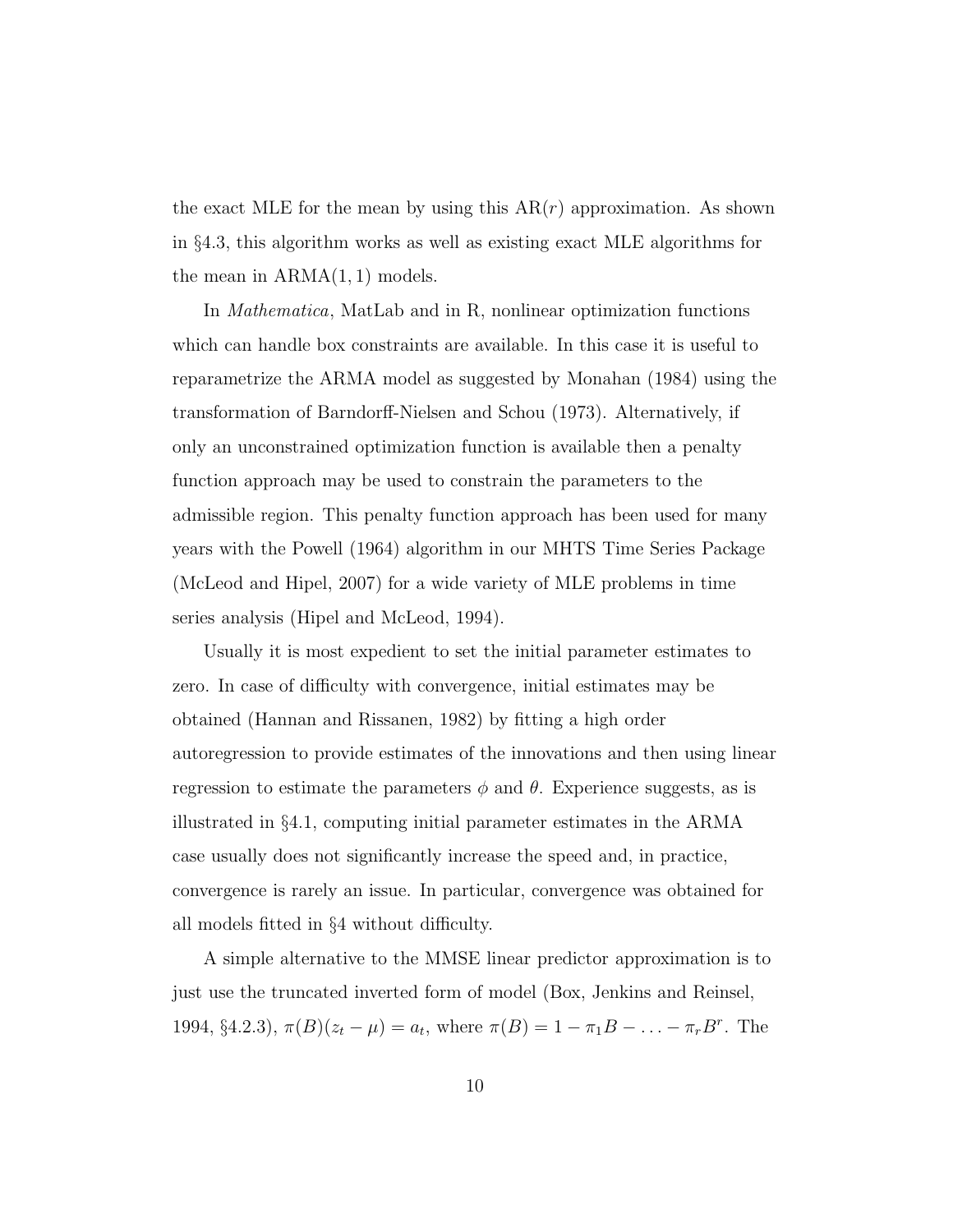the exact MLE for the mean by using this $\mathrm{AR}(r)$ approximation. As shown in §4.3, this algorithm works as well as existing exact MLE algorithms for the mean in $\mathrm{ARMA}(1,1)$ models.

In *Mathematica*, MatLab and in R, nonlinear optimization functions which can handle box constraints are available. In this case it is useful to reparametrize the ARMA model as suggested by Monahan (1984) using the transformation of Barndorff-Nielsen and Schou (1973). Alternatively, if only an unconstrained optimization function is available then a penalty function approach may be used to constrain the parameters to the admissible region. This penalty function approach has been used for many years with the Powell (1964) algorithm in our MHTS Time Series Package (McLeod and Hipel, 2007) for a wide variety of MLE problems in time series analysis (Hipel and McLeod, 1994).

Usually it is most expedient to set the initial parameter estimates to zero. In case of difficulty with convergence, initial estimates may be obtained (Hannan and Rissanen, 1982) by fitting a high order autoregression to provide estimates of the innovations and then using linear regression to estimate the parameters $\phi$ and $\theta$. Experience suggests, as is illustrated in §4.1, computing initial parameter estimates in the ARMA case usually does not significantly increase the speed and, in practice, convergence is rarely an issue. In particular, convergence was obtained for all models fitted in §4 without difficulty.

A simple alternative to the MMSE linear predictor approximation is to just use the truncated inverted form of model (Box, Jenkins and Reinsel, 1994, §4.2.3), $\pi(B)(z_t - \mu) = a_t$, where $\pi(B) = 1 - \pi_1 B - \ldots - \pi_r B^r$. The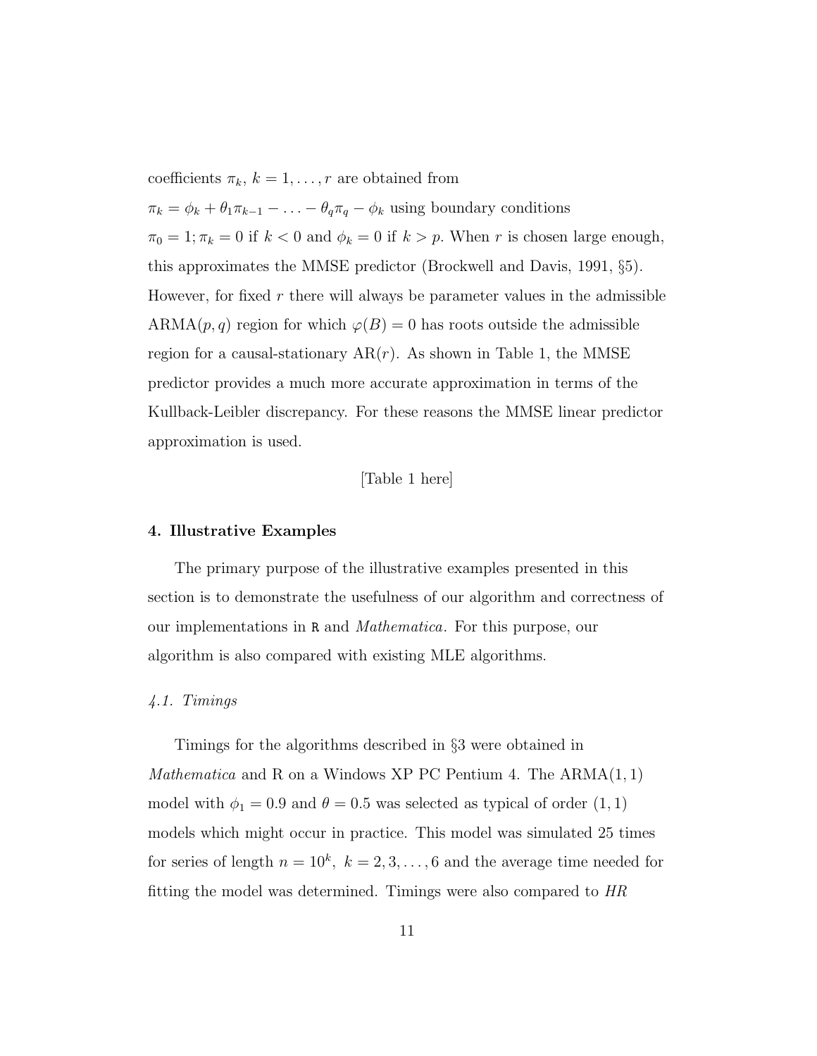coefficients $\pi_k$, $k = 1, \ldots, r$ are obtained from

$\pi_k = \phi_k + \theta_1 \pi_{k-1} - \ldots - \theta_q \pi_q - \phi_k$ using boundary conditions

$\pi_0 = 1; \pi_k = 0$ if $k < 0$ and $\phi_k = 0$ if $k > p$. When $r$ is chosen large enough, this approximates the MMSE predictor (Brockwell and Davis, 1991, §5). However, for fixed $r$ there will always be parameter values in the admissible ARMA$(p, q)$ region for which $\varphi(B) = 0$ has roots outside the admissible region for a causal-stationary AR$(r)$. As shown in Table 1, the MMSE predictor provides a much more accurate approximation in terms of the Kullback-Leibler discrepancy. For these reasons the MMSE linear predictor approximation is used.

[Table 1 here]

## 4. Illustrative Examples

The primary purpose of the illustrative examples presented in this section is to demonstrate the usefulness of our algorithm and correctness of our implementations in R and *Mathematica*. For this purpose, our algorithm is also compared with existing MLE algorithms.

### *4.1. Timings*

Timings for the algorithms described in §3 were obtained in *Mathematica* and R on a Windows XP PC Pentium 4. The ARMA$(1, 1)$ model with $\phi_1 = 0.9$ and $\theta = 0.5$ was selected as typical of order $(1, 1)$ models which might occur in practice. This model was simulated 25 times for series of length $n = 10^k$, $k = 2, 3, \ldots, 6$ and the average time needed for fitting the model was determined. Timings were also compared to *HR*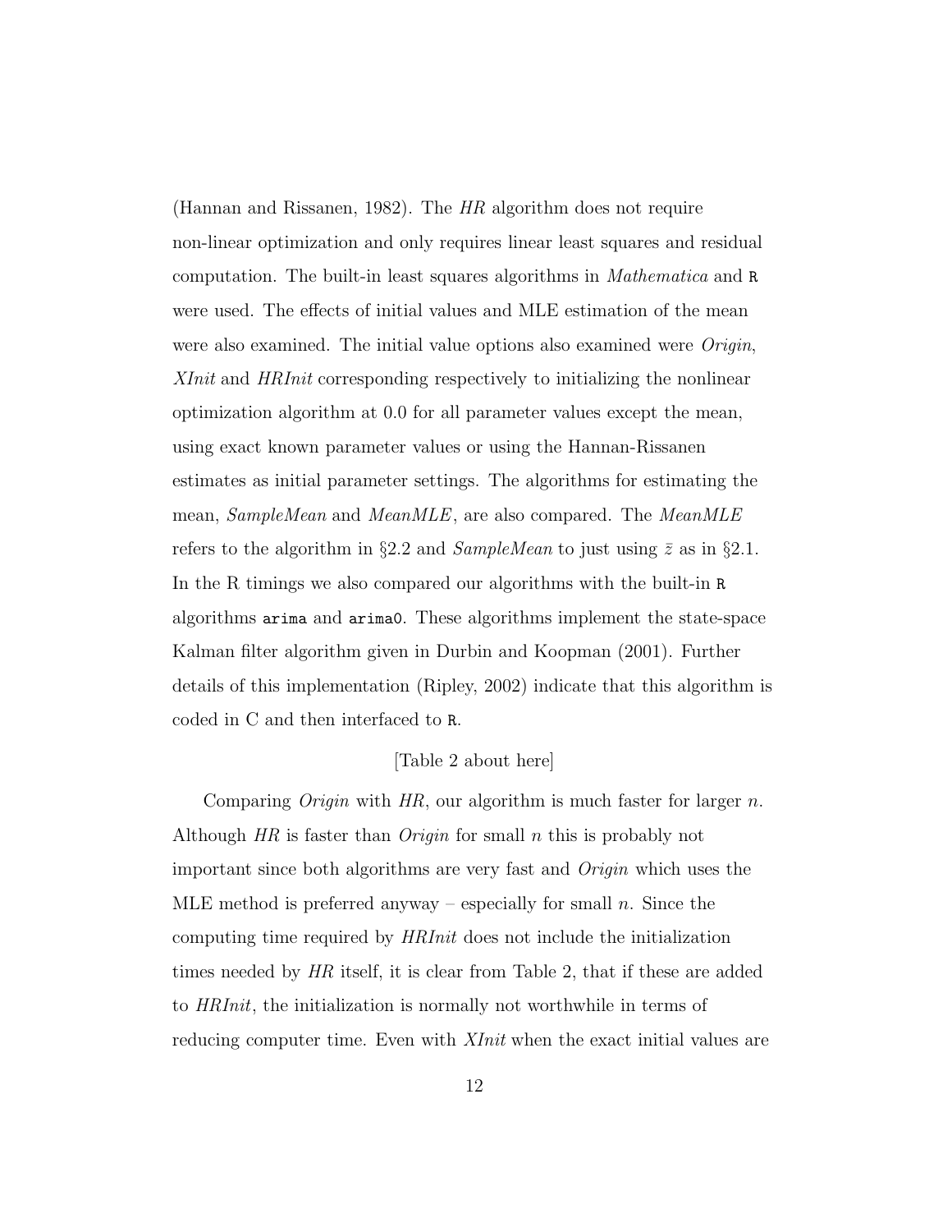(Hannan and Rissanen, 1982). The *HR* algorithm does not require non-linear optimization and only requires linear least squares and residual computation. The built-in least squares algorithms in *Mathematica* and `R` were used. The effects of initial values and MLE estimation of the mean were also examined. The initial value options also examined were *Origin*, *XInit* and *HRInit* corresponding respectively to initializing the nonlinear optimization algorithm at 0.0 for all parameter values except the mean, using exact known parameter values or using the Hannan-Rissanen estimates as initial parameter settings. The algorithms for estimating the mean, *SampleMean* and *MeanMLE*, are also compared. The *MeanMLE* refers to the algorithm in §2.2 and *SampleMean* to just using $\bar{z}$ as in §2.1. In the R timings we also compared our algorithms with the built-in `R` algorithms `arima` and `arima0`. These algorithms implement the state-space Kalman filter algorithm given in Durbin and Koopman (2001). Further details of this implementation (Ripley, 2002) indicate that this algorithm is coded in C and then interfaced to `R`.

[Table 2 about here]

Comparing *Origin* with *HR*, our algorithm is much faster for larger $n$. Although *HR* is faster than *Origin* for small $n$ this is probably not important since both algorithms are very fast and *Origin* which uses the MLE method is preferred anyway – especially for small $n$. Since the computing time required by *HRInit* does not include the initialization times needed by *HR* itself, it is clear from Table 2, that if these are added to *HRInit*, the initialization is normally not worthwhile in terms of reducing computer time. Even with *XInit* when the exact initial values are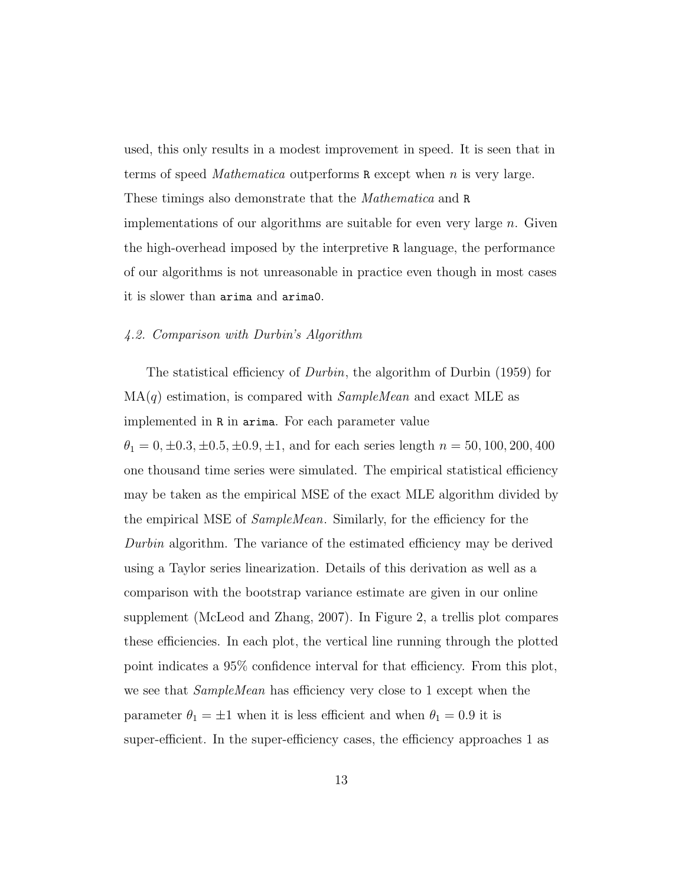used, this only results in a modest improvement in speed. It is seen that in terms of speed *Mathematica* outperforms `R` except when $n$ is very large. These timings also demonstrate that the *Mathematica* and `R` implementations of our algorithms are suitable for even very large $n$. Given the high-overhead imposed by the interpretive `R` language, the performance of our algorithms is not unreasonable in practice even though in most cases it is slower than `arima` and `arima0`.

### *4.2. Comparison with Durbin's Algorithm*

The statistical efficiency of *Durbin*, the algorithm of Durbin (1959) for $\text{MA}(q)$ estimation, is compared with *SampleMean* and exact MLE as implemented in `R` in `arima`. For each parameter value $\theta_1 = 0, \pm 0.3, \pm 0.5, \pm 0.9, \pm 1$, and for each series length $n = 50, 100, 200, 400$ one thousand time series were simulated. The empirical statistical efficiency may be taken as the empirical MSE of the exact MLE algorithm divided by the empirical MSE of *SampleMean*. Similarly, for the efficiency for the *Durbin* algorithm. The variance of the estimated efficiency may be derived using a Taylor series linearization. Details of this derivation as well as a comparison with the bootstrap variance estimate are given in our online supplement (McLeod and Zhang, 2007). In Figure 2, a trellis plot compares these efficiencies. In each plot, the vertical line running through the plotted point indicates a 95% confidence interval for that efficiency. From this plot, we see that *SampleMean* has efficiency very close to 1 except when the parameter $\theta_1 = \pm 1$ when it is less efficient and when $\theta_1 = 0.9$ it is super-efficient. In the super-efficiency cases, the efficiency approaches 1 as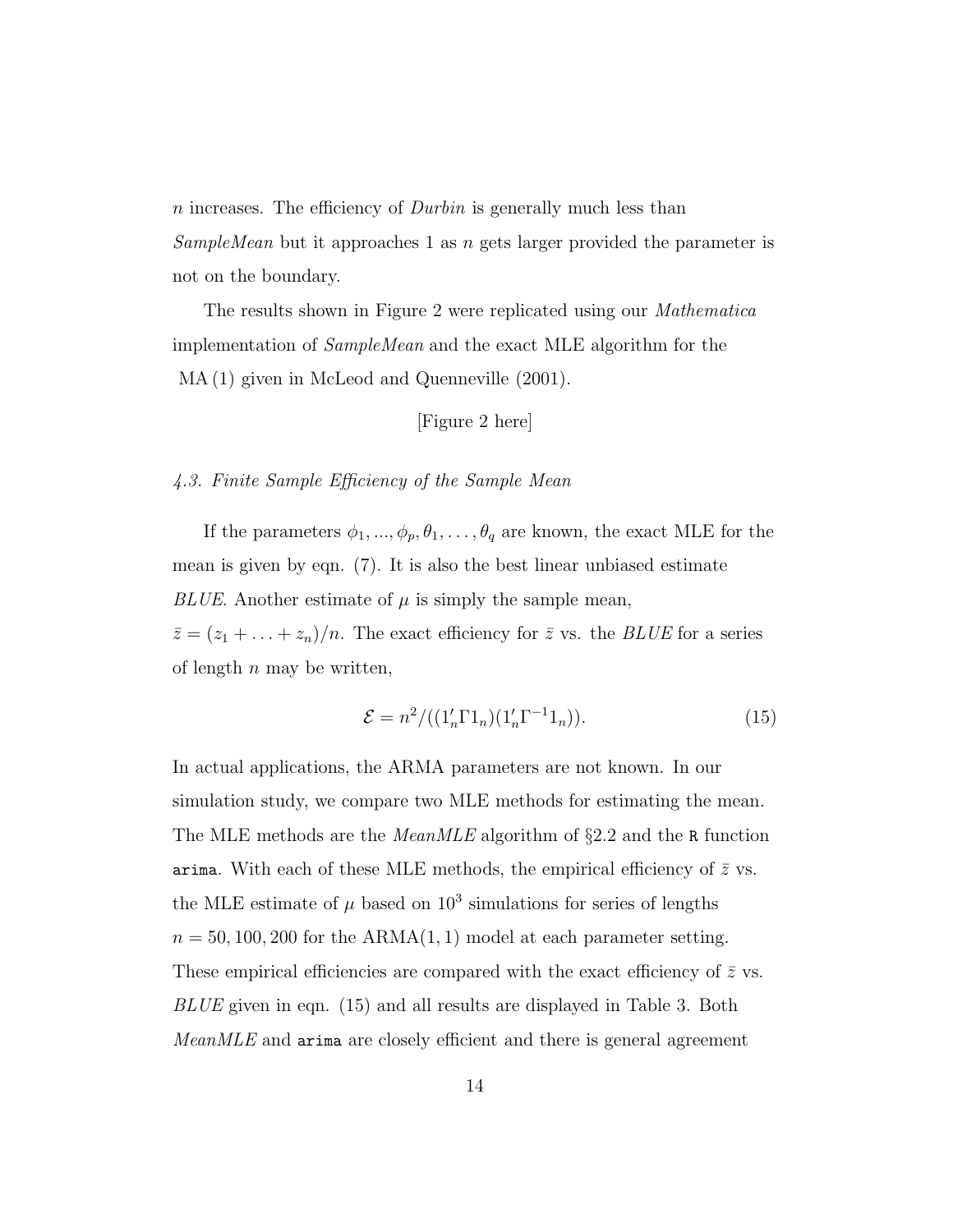$n$ increases. The efficiency of *Durbin* is generally much less than *SampleMean* but it approaches 1 as $n$ gets larger provided the parameter is not on the boundary.

The results shown in Figure 2 were replicated using our *Mathematica* implementation of *SampleMean* and the exact MLE algorithm for the MA (1) given in McLeod and Quenneville (2001).

[Figure 2 here]

### *4.3. Finite Sample Efficiency of the Sample Mean*

If the parameters $\phi_1, ..., \phi_p, \theta_1, \ldots, \theta_q$ are known, the exact MLE for the mean is given by eqn. (7). It is also the best linear unbiased estimate *BLUE*. Another estimate of $\mu$ is simply the sample mean, $\bar{z} = (z_1 + \ldots + z_n)/n$. The exact efficiency for $\bar{z}$ vs. the *BLUE* for a series of length $n$ may be written,

$$\mathcal{E} = n^2/((1_n'\Gamma 1_n)(1_n'\Gamma^{-1}1_n)). \tag{15}$$

In actual applications, the ARMA parameters are not known. In our simulation study, we compare two MLE methods for estimating the mean. The MLE methods are the *MeanMLE* algorithm of §2.2 and the `R` function `arima`. With each of these MLE methods, the empirical efficiency of $\bar{z}$ vs. the MLE estimate of $\mu$ based on $10^3$ simulations for series of lengths $n = 50, 100, 200$ for the ARMA$(1, 1)$ model at each parameter setting. These empirical efficiencies are compared with the exact efficiency of $\bar{z}$ vs. *BLUE* given in eqn. (15) and all results are displayed in Table 3. Both *MeanMLE* and `arima` are closely efficient and there is general agreement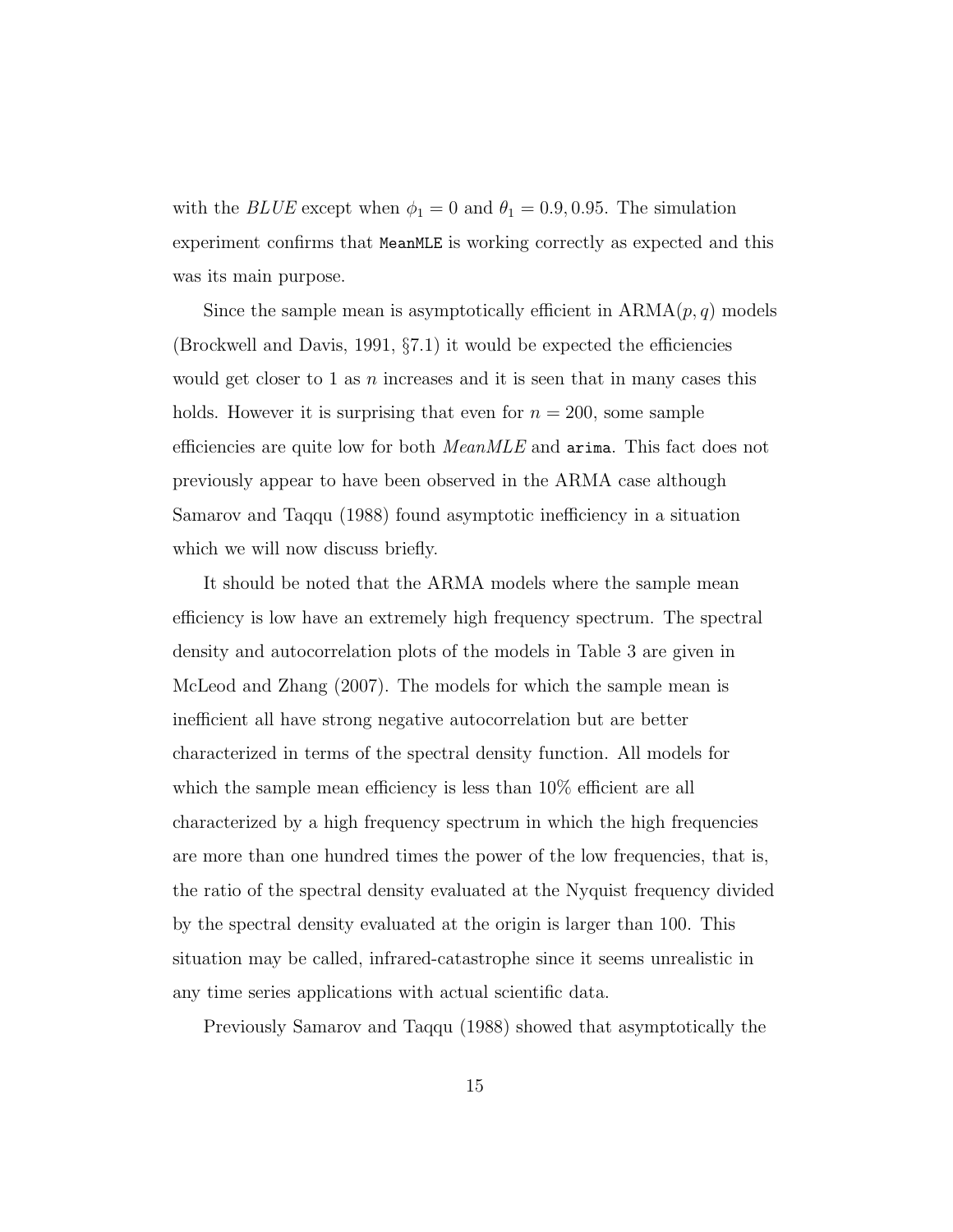with the *BLUE* except when $\phi_1 = 0$ and $\theta_1 = 0.9, 0.95$. The simulation experiment confirms that `MeanMLE` is working correctly as expected and this was its main purpose.

Since the sample mean is asymptotically efficient in ARMA$(p, q)$ models (Brockwell and Davis, 1991, §7.1) it would be expected the efficiencies would get closer to 1 as $n$ increases and it is seen that in many cases this holds. However it is surprising that even for $n = 200$, some sample efficiencies are quite low for both *MeanMLE* and `arima`. This fact does not previously appear to have been observed in the ARMA case although Samarov and Taqqu (1988) found asymptotic inefficiency in a situation which we will now discuss briefly.

It should be noted that the ARMA models where the sample mean efficiency is low have an extremely high frequency spectrum. The spectral density and autocorrelation plots of the models in Table 3 are given in McLeod and Zhang (2007). The models for which the sample mean is inefficient all have strong negative autocorrelation but are better characterized in terms of the spectral density function. All models for which the sample mean efficiency is less than 10% efficient are all characterized by a high frequency spectrum in which the high frequencies are more than one hundred times the power of the low frequencies, that is, the ratio of the spectral density evaluated at the Nyquist frequency divided by the spectral density evaluated at the origin is larger than 100. This situation may be called, infrared-catastrophe since it seems unrealistic in any time series applications with actual scientific data.

Previously Samarov and Taqqu (1988) showed that asymptotically the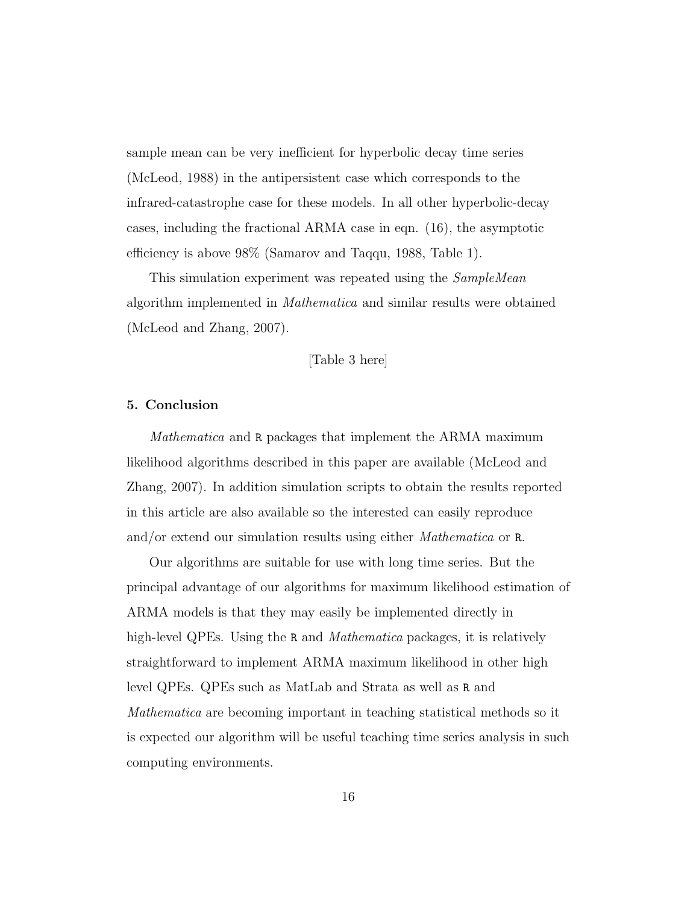sample mean can be very inefficient for hyperbolic decay time series (McLeod, 1988) in the antipersistent case which corresponds to the infrared-catastrophe case for these models. In all other hyperbolic-decay cases, including the fractional ARMA case in eqn. (16), the asymptotic efficiency is above 98% (Samarov and Taqqu, 1988, Table 1).

This simulation experiment was repeated using the *SampleMean* algorithm implemented in *Mathematica* and similar results were obtained (McLeod and Zhang, 2007).

[Table 3 here]

## 5. Conclusion

*Mathematica* and R packages that implement the ARMA maximum likelihood algorithms described in this paper are available (McLeod and Zhang, 2007). In addition simulation scripts to obtain the results reported in this article are also available so the interested can easily reproduce and/or extend our simulation results using either *Mathematica* or R.

Our algorithms are suitable for use with long time series. But the principal advantage of our algorithms for maximum likelihood estimation of ARMA models is that they may easily be implemented directly in high-level QPEs. Using the R and *Mathematica* packages, it is relatively straightforward to implement ARMA maximum likelihood in other high level QPEs. QPEs such as MatLab and Strata as well as R and *Mathematica* are becoming important in teaching statistical methods so it is expected our algorithm will be useful teaching time series analysis in such computing environments.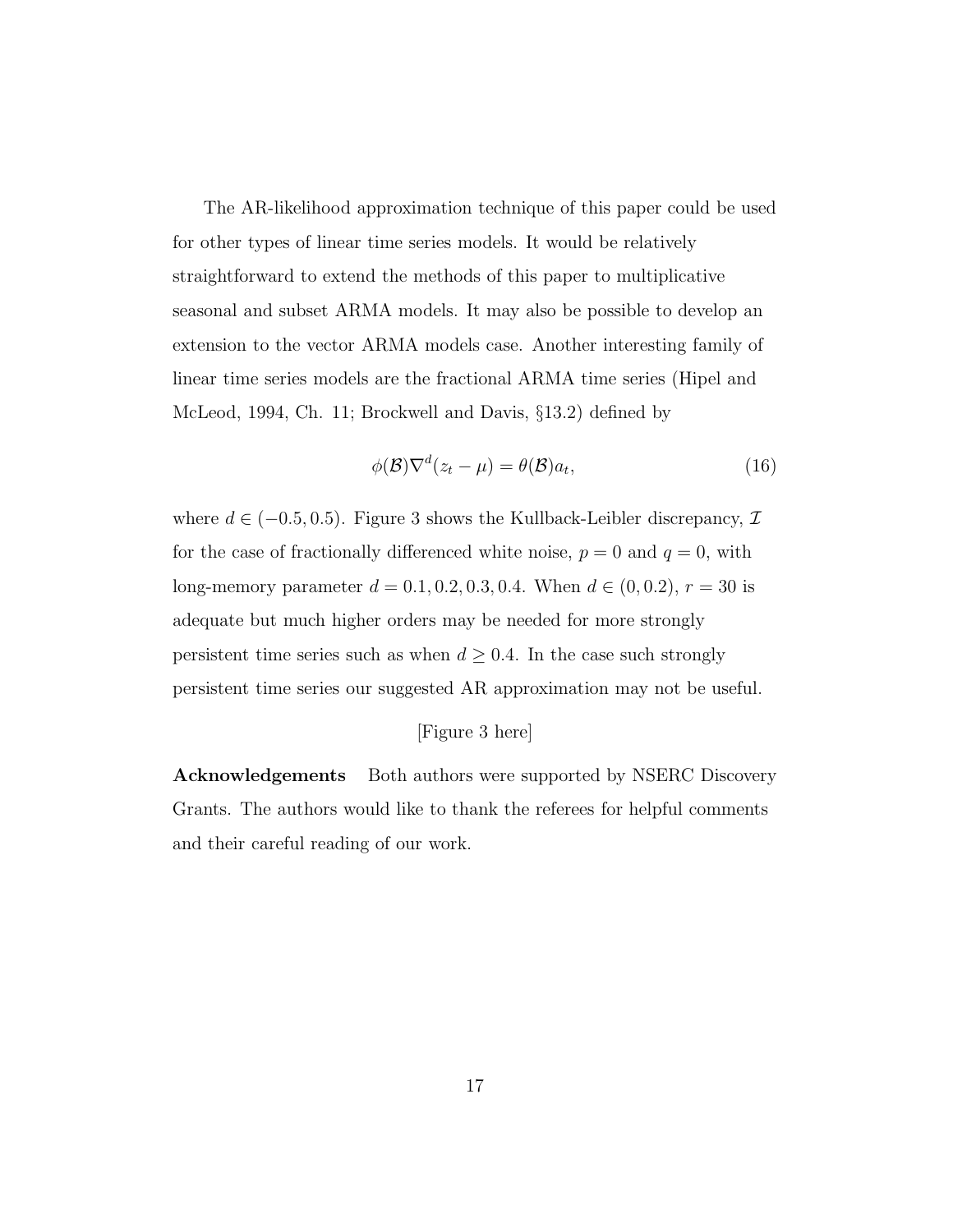The AR-likelihood approximation technique of this paper could be used for other types of linear time series models. It would be relatively straightforward to extend the methods of this paper to multiplicative seasonal and subset ARMA models. It may also be possible to develop an extension to the vector ARMA models case. Another interesting family of linear time series models are the fractional ARMA time series (Hipel and McLeod, 1994, Ch. 11; Brockwell and Davis, §13.2) defined by

$$\phi(\mathcal{B})\nabla^d(z_t - \mu) = \theta(\mathcal{B})a_t, \tag{16}$$

where $d \in (-0.5, 0.5)$. Figure 3 shows the Kullback-Leibler discrepancy, $\mathcal{I}$ for the case of fractionally differenced white noise, $p = 0$ and $q = 0$, with long-memory parameter $d = 0.1, 0.2, 0.3, 0.4$. When $d \in (0, 0.2)$, $r = 30$ is adequate but much higher orders may be needed for more strongly persistent time series such as when $d \geq 0.4$. In the case such strongly persistent time series our suggested AR approximation may not be useful.

[Figure 3 here]

**Acknowledgements** Both authors were supported by NSERC Discovery Grants. The authors would like to thank the referees for helpful comments and their careful reading of our work.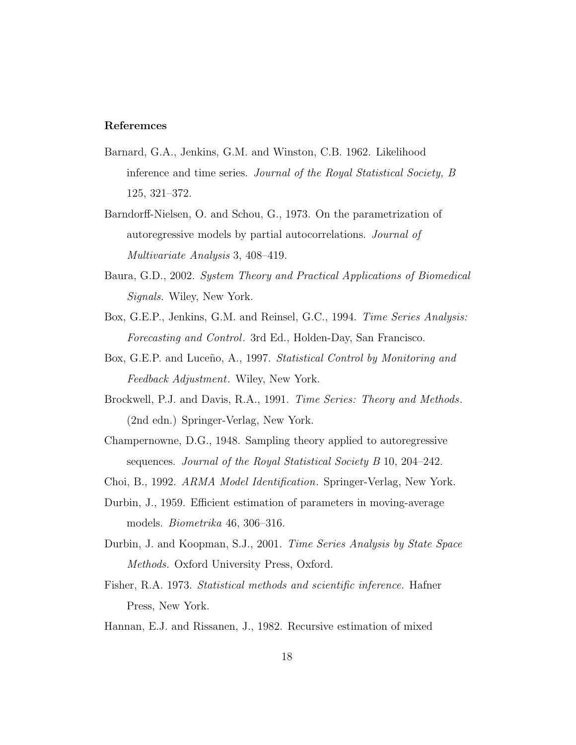**Referemces**

Barnard, G.A., Jenkins, G.M. and Winston, C.B. 1962. Likelihood inference and time series. *Journal of the Royal Statistical Society, B* 125, 321–372.

Barndorff-Nielsen, O. and Schou, G., 1973. On the parametrization of autoregressive models by partial autocorrelations. *Journal of Multivariate Analysis* 3, 408–419.

Baura, G.D., 2002. *System Theory and Practical Applications of Biomedical Signals.* Wiley, New York.

Box, G.E.P., Jenkins, G.M. and Reinsel, G.C., 1994. *Time Series Analysis: Forecasting and Control*. 3rd Ed., Holden-Day, San Francisco.

Box, G.E.P. and Luceño, A., 1997. *Statistical Control by Monitoring and Feedback Adjustment*. Wiley, New York.

Brockwell, P.J. and Davis, R.A., 1991. *Time Series: Theory and Methods*. (2nd edn.) Springer-Verlag, New York.

Champernowne, D.G., 1948. Sampling theory applied to autoregressive sequences. *Journal of the Royal Statistical Society B* 10, 204–242.

Choi, B., 1992. *ARMA Model Identification*. Springer-Verlag, New York.

Durbin, J., 1959. Efficient estimation of parameters in moving-average models. *Biometrika* 46, 306–316.

Durbin, J. and Koopman, S.J., 2001. *Time Series Analysis by State Space Methods.* Oxford University Press, Oxford.

Fisher, R.A. 1973. *Statistical methods and scientific inference.* Hafner Press, New York.

Hannan, E.J. and Rissanen, J., 1982. Recursive estimation of mixed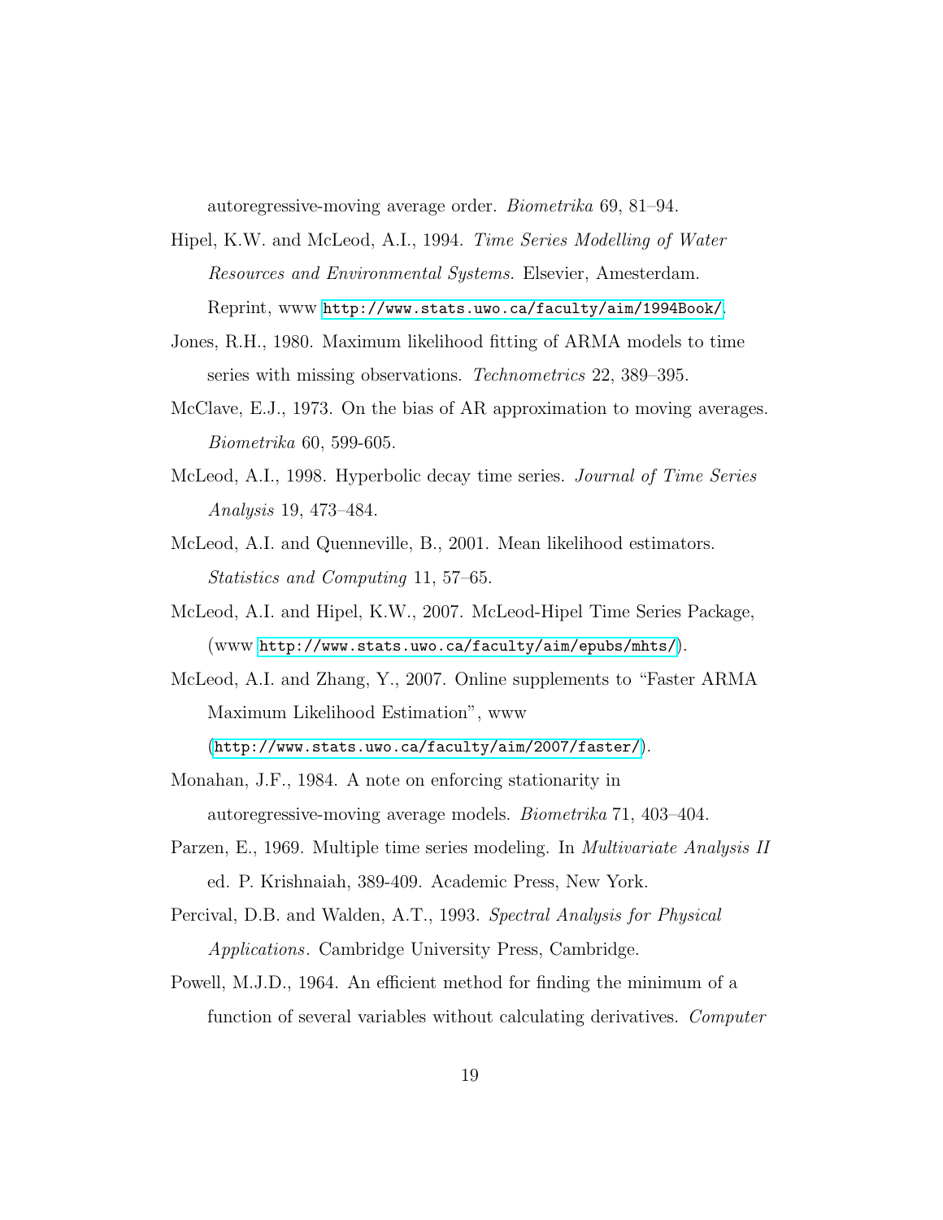autoregressive-moving average order. *Biometrika* 69, 81–94.

Hipel, K.W. and McLeod, A.I., 1994. *Time Series Modelling of Water Resources and Environmental Systems.* Elsevier, Amesterdam. Reprint, www http://www.stats.uwo.ca/faculty/aim/1994Book/.

Jones, R.H., 1980. Maximum likelihood fitting of ARMA models to time series with missing observations. *Technometrics* 22, 389–395.

McClave, E.J., 1973. On the bias of AR approximation to moving averages. *Biometrika* 60, 599-605.

McLeod, A.I., 1998. Hyperbolic decay time series. *Journal of Time Series Analysis* 19, 473–484.

McLeod, A.I. and Quenneville, B., 2001. Mean likelihood estimators. *Statistics and Computing* 11, 57–65.

McLeod, A.I. and Hipel, K.W., 2007. McLeod-Hipel Time Series Package, (www http://www.stats.uwo.ca/faculty/aim/epubs/mhts/).

McLeod, A.I. and Zhang, Y., 2007. Online supplements to "Faster ARMA Maximum Likelihood Estimation", www (http://www.stats.uwo.ca/faculty/aim/2007/faster/).

Monahan, J.F., 1984. A note on enforcing stationarity in autoregressive-moving average models. *Biometrika* 71, 403–404.

Parzen, E., 1969. Multiple time series modeling. In *Multivariate Analysis II* ed. P. Krishnaiah, 389-409. Academic Press, New York.

Percival, D.B. and Walden, A.T., 1993. *Spectral Analysis for Physical Applications*. Cambridge University Press, Cambridge.

Powell, M.J.D., 1964. An efficient method for finding the minimum of a function of several variables without calculating derivatives. *Computer*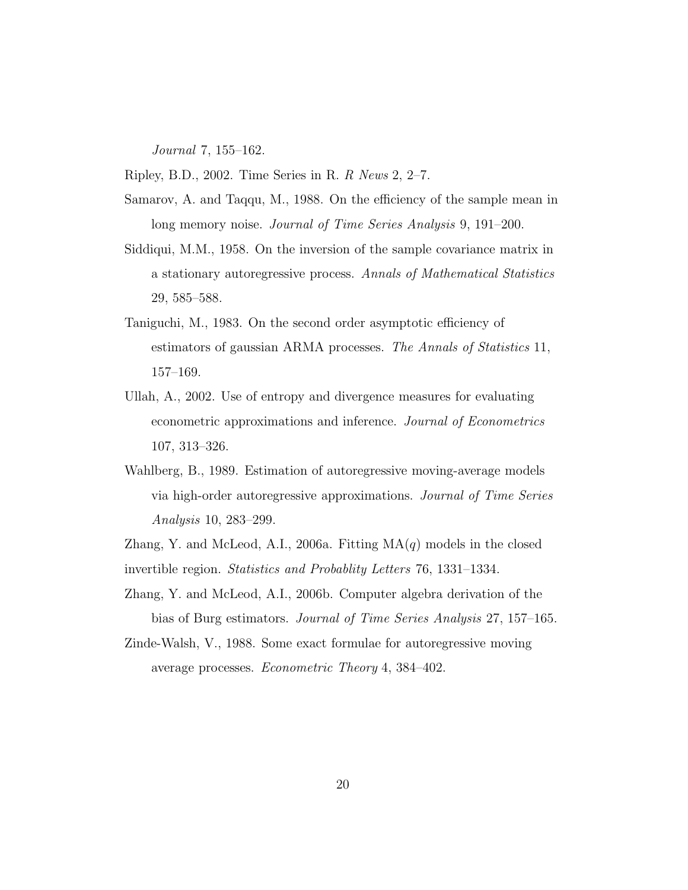*Journal* 7, 155–162.

Ripley, B.D., 2002. Time Series in R. *R News* 2, 2–7.

Samarov, A. and Taqqu, M., 1988. On the efficiency of the sample mean in long memory noise. *Journal of Time Series Analysis* 9, 191–200.

Siddiqui, M.M., 1958. On the inversion of the sample covariance matrix in a stationary autoregressive process. *Annals of Mathematical Statistics* 29, 585–588.

Taniguchi, M., 1983. On the second order asymptotic efficiency of estimators of gaussian ARMA processes. *The Annals of Statistics* 11, 157–169.

Ullah, A., 2002. Use of entropy and divergence measures for evaluating econometric approximations and inference. *Journal of Econometrics* 107, 313–326.

Wahlberg, B., 1989. Estimation of autoregressive moving-average models via high-order autoregressive approximations. *Journal of Time Series Analysis* 10, 283–299.

Zhang, Y. and McLeod, A.I., 2006a. Fitting MA($q$) models in the closed invertible region. *Statistics and Probablity Letters* 76, 1331–1334.

Zhang, Y. and McLeod, A.I., 2006b. Computer algebra derivation of the bias of Burg estimators. *Journal of Time Series Analysis* 27, 157–165.

Zinde-Walsh, V., 1988. Some exact formulae for autoregressive moving average processes. *Econometric Theory* 4, 384–402.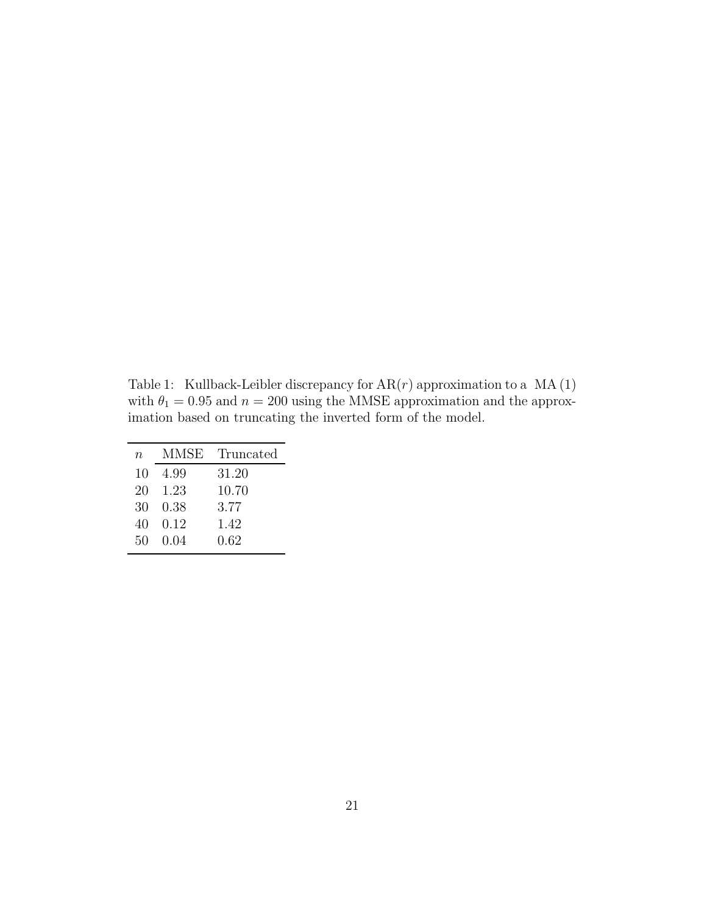Table 1: Kullback-Leibler discrepancy for AR($r$) approximation to a MA (1) with $\theta_1 = 0.95$ and $n = 200$ using the MMSE approximation and the approximation based on truncating the inverted form of the model.

| $n$ | MMSE | Truncated |
|---|---|---|
| 10 | 4.99 | 31.20 |
| 20 | 1.23 | 10.70 |
| 30 | 0.38 | 3.77 |
| 40 | 0.12 | 1.42 |
| 50 | 0.04 | 0.62 |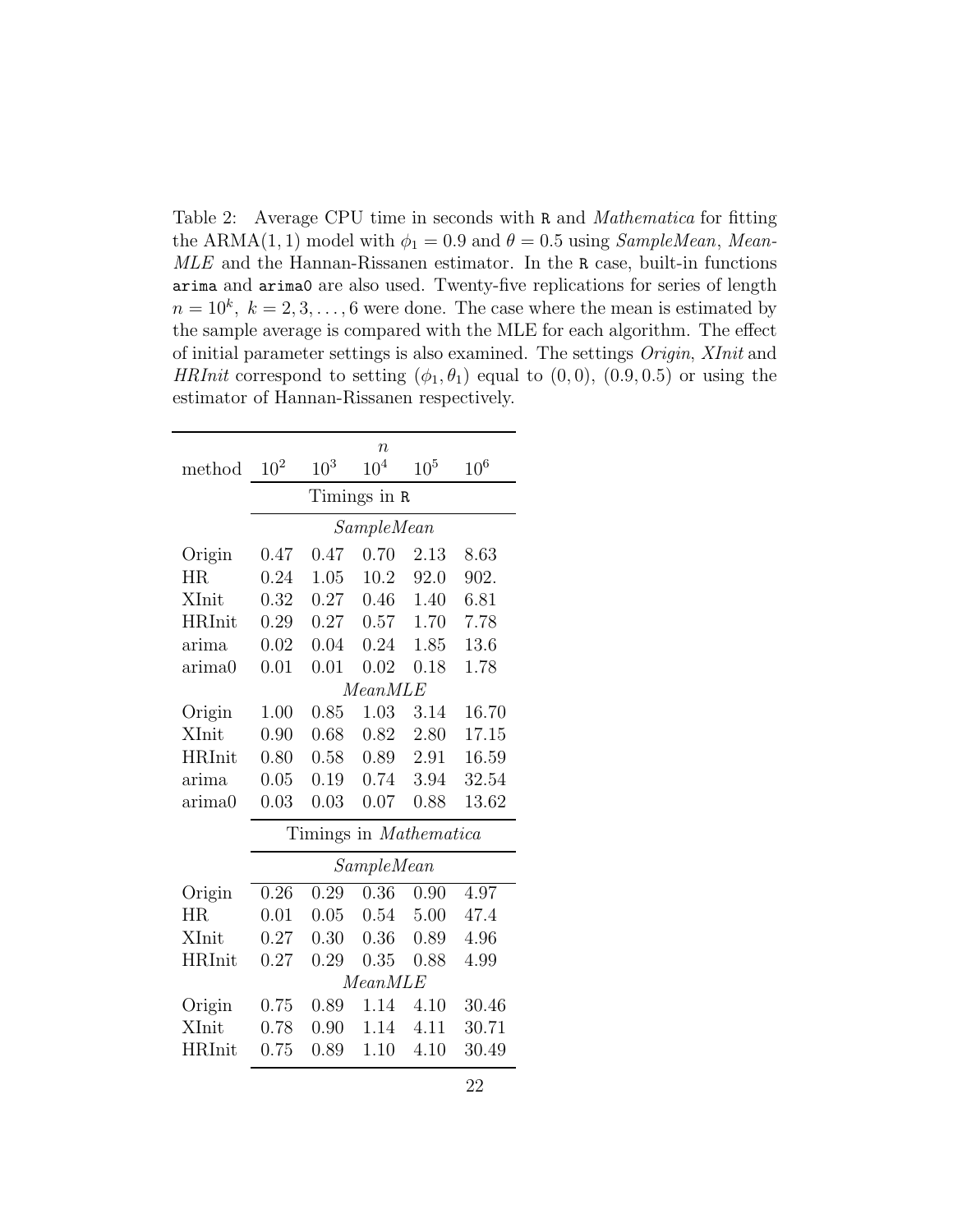Table 2: Average CPU time in seconds with `R` and *Mathematica* for fitting the ARMA(1, 1) model with $\phi_1 = 0.9$ and $\theta = 0.5$ using *SampleMean*, *MeanMLE* and the Hannan-Rissanen estimator. In the `R` case, built-in functions `arima` and `arima0` are also used. Twenty-five replications for series of length $n = 10^k,\ k = 2, 3, \ldots, 6$ were done. The case where the mean is estimated by the sample average is compared with the MLE for each algorithm. The effect of initial parameter settings is also examined. The settings *Origin*, *XInit* and *HRInit* correspond to setting $(\phi_1, \theta_1)$ equal to $(0, 0)$, $(0.9, 0.5)$ or using the estimator of Hannan-Rissanen respectively.

| method | $n$ = $10^2$ | $10^3$ | $10^4$ | $10^5$ | $10^6$ |
|---|---|---|---|---|---|
| **Timings in `R`** | | | | | |
| *SampleMean* | | | | | |
| Origin | 0.47 | 0.47 | 0.70 | 2.13 | 8.63 |
| HR | 0.24 | 1.05 | 10.2 | 92.0 | 902. |
| XInit | 0.32 | 0.27 | 0.46 | 1.40 | 6.81 |
| HRInit | 0.29 | 0.27 | 0.57 | 1.70 | 7.78 |
| arima | 0.02 | 0.04 | 0.24 | 1.85 | 13.6 |
| arima0 | 0.01 | 0.01 | 0.02 | 0.18 | 1.78 |
| *MeanMLE* | | | | | |
| Origin | 1.00 | 0.85 | 1.03 | 3.14 | 16.70 |
| XInit | 0.90 | 0.68 | 0.82 | 2.80 | 17.15 |
| HRInit | 0.80 | 0.58 | 0.89 | 2.91 | 16.59 |
| arima | 0.05 | 0.19 | 0.74 | 3.94 | 32.54 |
| arima0 | 0.03 | 0.03 | 0.07 | 0.88 | 13.62 |
| **Timings in *Mathematica*** | | | | | |
| *SampleMean* | | | | | |
| Origin | 0.26 | 0.29 | 0.36 | 0.90 | 4.97 |
| HR | 0.01 | 0.05 | 0.54 | 5.00 | 47.4 |
| XInit | 0.27 | 0.30 | 0.36 | 0.89 | 4.96 |
| HRInit | 0.27 | 0.29 | 0.35 | 0.88 | 4.99 |
| *MeanMLE* | | | | | |
| Origin | 0.75 | 0.89 | 1.14 | 4.10 | 30.46 |
| XInit | 0.78 | 0.90 | 1.14 | 4.11 | 30.71 |
| HRInit | 0.75 | 0.89 | 1.10 | 4.10 | 30.49 |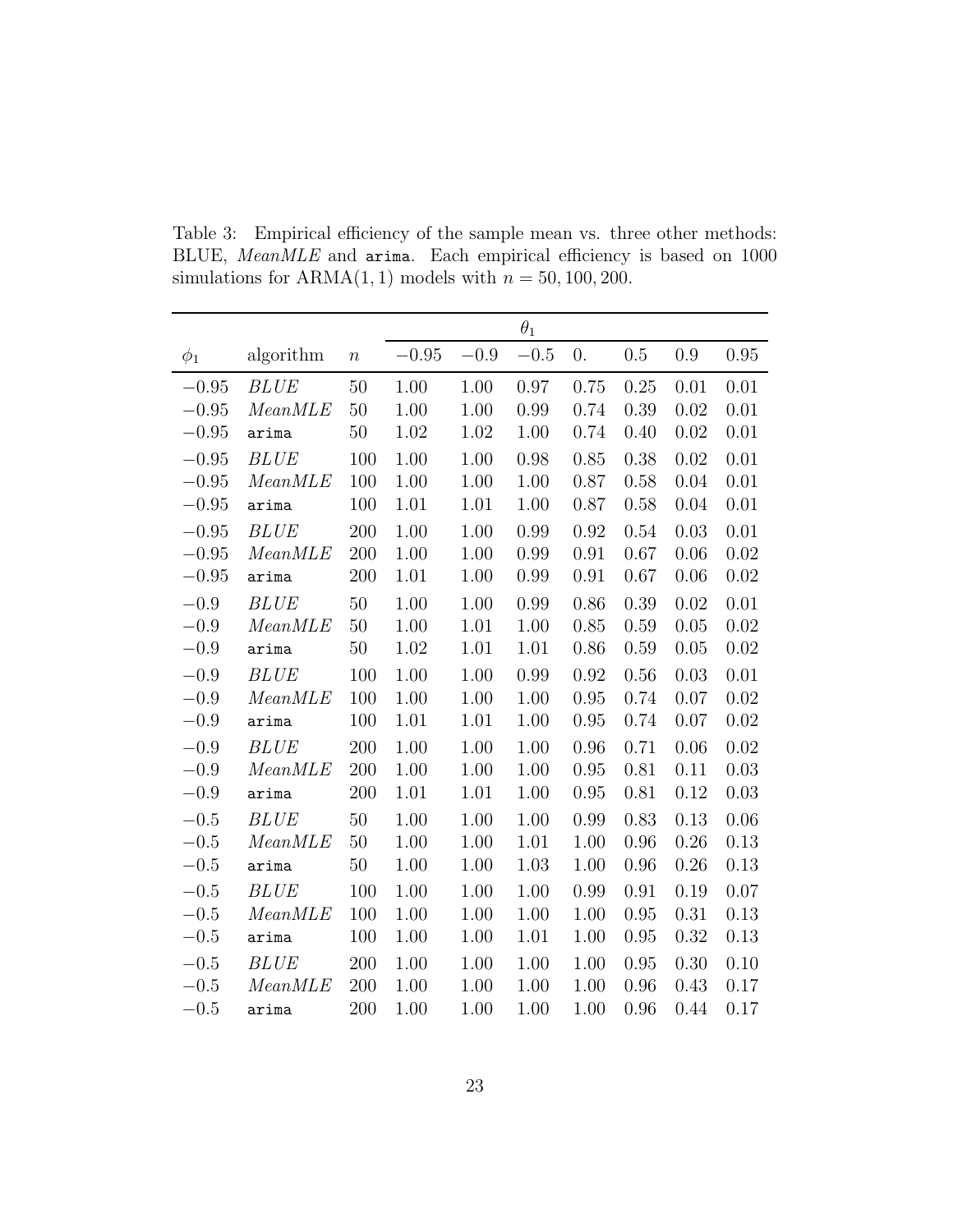Table 3: Empirical efficiency of the sample mean vs. three other methods: BLUE, *MeanMLE* and `arima`. Each empirical efficiency is based on 1000 simulations for ARMA$(1,1)$ models with $n = 50, 100, 200$.

| | | | $\theta_1$ | | | | | | |
|---|---|---|---|---|---|---|---|---|---|
| $\phi_1$ | algorithm | $n$ | $-0.95$ | $-0.9$ | $-0.5$ | $0.$ | $0.5$ | $0.9$ | $0.95$ |
| $-0.95$ | *BLUE* | 50 | 1.00 | 1.00 | 0.97 | 0.75 | 0.25 | 0.01 | 0.01 |
| $-0.95$ | *MeanMLE* | 50 | 1.00 | 1.00 | 0.99 | 0.74 | 0.39 | 0.02 | 0.01 |
| $-0.95$ | `arima` | 50 | 1.02 | 1.02 | 1.00 | 0.74 | 0.40 | 0.02 | 0.01 |
| $-0.95$ | *BLUE* | 100 | 1.00 | 1.00 | 0.98 | 0.85 | 0.38 | 0.02 | 0.01 |
| $-0.95$ | *MeanMLE* | 100 | 1.00 | 1.00 | 1.00 | 0.87 | 0.58 | 0.04 | 0.01 |
| $-0.95$ | `arima` | 100 | 1.01 | 1.01 | 1.00 | 0.87 | 0.58 | 0.04 | 0.01 |
| $-0.95$ | *BLUE* | 200 | 1.00 | 1.00 | 0.99 | 0.92 | 0.54 | 0.03 | 0.01 |
| $-0.95$ | *MeanMLE* | 200 | 1.00 | 1.00 | 0.99 | 0.91 | 0.67 | 0.06 | 0.02 |
| $-0.95$ | `arima` | 200 | 1.01 | 1.00 | 0.99 | 0.91 | 0.67 | 0.06 | 0.02 |
| $-0.9$ | *BLUE* | 50 | 1.00 | 1.00 | 0.99 | 0.86 | 0.39 | 0.02 | 0.01 |
| $-0.9$ | *MeanMLE* | 50 | 1.00 | 1.01 | 1.00 | 0.85 | 0.59 | 0.05 | 0.02 |
| $-0.9$ | `arima` | 50 | 1.02 | 1.01 | 1.01 | 0.86 | 0.59 | 0.05 | 0.02 |
| $-0.9$ | *BLUE* | 100 | 1.00 | 1.00 | 0.99 | 0.92 | 0.56 | 0.03 | 0.01 |
| $-0.9$ | *MeanMLE* | 100 | 1.00 | 1.00 | 1.00 | 0.95 | 0.74 | 0.07 | 0.02 |
| $-0.9$ | `arima` | 100 | 1.01 | 1.01 | 1.00 | 0.95 | 0.74 | 0.07 | 0.02 |
| $-0.9$ | *BLUE* | 200 | 1.00 | 1.00 | 1.00 | 0.96 | 0.71 | 0.06 | 0.02 |
| $-0.9$ | *MeanMLE* | 200 | 1.00 | 1.00 | 1.00 | 0.95 | 0.81 | 0.11 | 0.03 |
| $-0.9$ | `arima` | 200 | 1.01 | 1.01 | 1.00 | 0.95 | 0.81 | 0.12 | 0.03 |
| $-0.5$ | *BLUE* | 50 | 1.00 | 1.00 | 1.00 | 0.99 | 0.83 | 0.13 | 0.06 |
| $-0.5$ | *MeanMLE* | 50 | 1.00 | 1.00 | 1.01 | 1.00 | 0.96 | 0.26 | 0.13 |
| $-0.5$ | `arima` | 50 | 1.00 | 1.00 | 1.03 | 1.00 | 0.96 | 0.26 | 0.13 |
| $-0.5$ | *BLUE* | 100 | 1.00 | 1.00 | 1.00 | 0.99 | 0.91 | 0.19 | 0.07 |
| $-0.5$ | *MeanMLE* | 100 | 1.00 | 1.00 | 1.00 | 1.00 | 0.95 | 0.31 | 0.13 |
| $-0.5$ | `arima` | 100 | 1.00 | 1.00 | 1.01 | 1.00 | 0.95 | 0.32 | 0.13 |
| $-0.5$ | *BLUE* | 200 | 1.00 | 1.00 | 1.00 | 1.00 | 0.95 | 0.30 | 0.10 |
| $-0.5$ | *MeanMLE* | 200 | 1.00 | 1.00 | 1.00 | 1.00 | 0.96 | 0.43 | 0.17 |
| $-0.5$ | `arima` | 200 | 1.00 | 1.00 | 1.00 | 1.00 | 0.96 | 0.44 | 0.17 |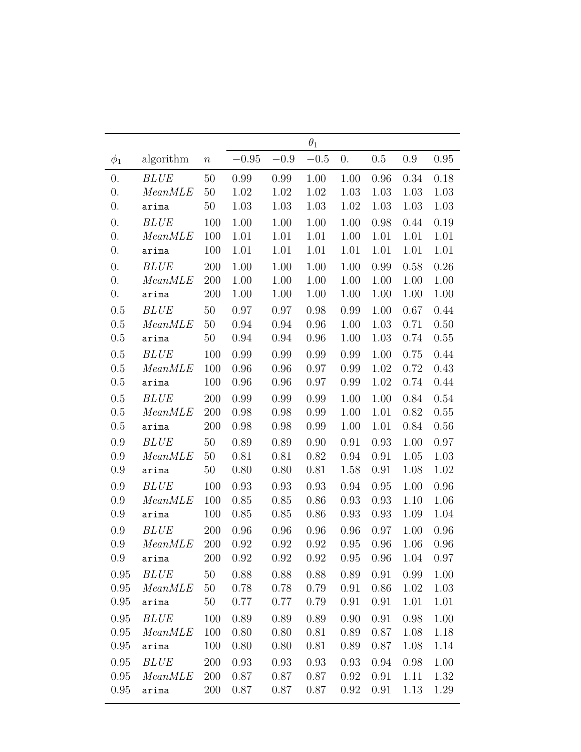| | | | $\theta_1$ | | | | | | |
|---|---|---|---|---|---|---|---|---|---|
| $\phi_1$ | algorithm | $n$ | $-0.95$ | $-0.9$ | $-0.5$ | 0. | 0.5 | 0.9 | 0.95 |
| 0. | *BLUE* | 50 | 0.99 | 0.99 | 1.00 | 1.00 | 0.96 | 0.34 | 0.18 |
| 0. | *MeanMLE* | 50 | 1.02 | 1.02 | 1.02 | 1.03 | 1.03 | 1.03 | 1.03 |
| 0. | `arima` | 50 | 1.03 | 1.03 | 1.03 | 1.02 | 1.03 | 1.03 | 1.03 |
| 0. | *BLUE* | 100 | 1.00 | 1.00 | 1.00 | 1.00 | 0.98 | 0.44 | 0.19 |
| 0. | *MeanMLE* | 100 | 1.01 | 1.01 | 1.01 | 1.00 | 1.01 | 1.01 | 1.01 |
| 0. | `arima` | 100 | 1.01 | 1.01 | 1.01 | 1.01 | 1.01 | 1.01 | 1.01 |
| 0. | *BLUE* | 200 | 1.00 | 1.00 | 1.00 | 1.00 | 0.99 | 0.58 | 0.26 |
| 0. | *MeanMLE* | 200 | 1.00 | 1.00 | 1.00 | 1.00 | 1.00 | 1.00 | 1.00 |
| 0. | `arima` | 200 | 1.00 | 1.00 | 1.00 | 1.00 | 1.00 | 1.00 | 1.00 |
| 0.5 | *BLUE* | 50 | 0.97 | 0.97 | 0.98 | 0.99 | 1.00 | 0.67 | 0.44 |
| 0.5 | *MeanMLE* | 50 | 0.94 | 0.94 | 0.96 | 1.00 | 1.03 | 0.71 | 0.50 |
| 0.5 | `arima` | 50 | 0.94 | 0.94 | 0.96 | 1.00 | 1.03 | 0.74 | 0.55 |
| 0.5 | *BLUE* | 100 | 0.99 | 0.99 | 0.99 | 0.99 | 1.00 | 0.75 | 0.44 |
| 0.5 | *MeanMLE* | 100 | 0.96 | 0.96 | 0.97 | 0.99 | 1.02 | 0.72 | 0.43 |
| 0.5 | `arima` | 100 | 0.96 | 0.96 | 0.97 | 0.99 | 1.02 | 0.74 | 0.44 |
| 0.5 | *BLUE* | 200 | 0.99 | 0.99 | 0.99 | 1.00 | 1.00 | 0.84 | 0.54 |
| 0.5 | *MeanMLE* | 200 | 0.98 | 0.98 | 0.99 | 1.00 | 1.01 | 0.82 | 0.55 |
| 0.5 | `arima` | 200 | 0.98 | 0.98 | 0.99 | 1.00 | 1.01 | 0.84 | 0.56 |
| 0.9 | *BLUE* | 50 | 0.89 | 0.89 | 0.90 | 0.91 | 0.93 | 1.00 | 0.97 |
| 0.9 | *MeanMLE* | 50 | 0.81 | 0.81 | 0.82 | 0.94 | 0.91 | 1.05 | 1.03 |
| 0.9 | `arima` | 50 | 0.80 | 0.80 | 0.81 | 1.58 | 0.91 | 1.08 | 1.02 |
| 0.9 | *BLUE* | 100 | 0.93 | 0.93 | 0.93 | 0.94 | 0.95 | 1.00 | 0.96 |
| 0.9 | *MeanMLE* | 100 | 0.85 | 0.85 | 0.86 | 0.93 | 0.93 | 1.10 | 1.06 |
| 0.9 | `arima` | 100 | 0.85 | 0.85 | 0.86 | 0.93 | 0.93 | 1.09 | 1.04 |
| 0.9 | *BLUE* | 200 | 0.96 | 0.96 | 0.96 | 0.96 | 0.97 | 1.00 | 0.96 |
| 0.9 | *MeanMLE* | 200 | 0.92 | 0.92 | 0.92 | 0.95 | 0.96 | 1.06 | 0.96 |
| 0.9 | `arima` | 200 | 0.92 | 0.92 | 0.92 | 0.95 | 0.96 | 1.04 | 0.97 |
| 0.95 | *BLUE* | 50 | 0.88 | 0.88 | 0.88 | 0.89 | 0.91 | 0.99 | 1.00 |
| 0.95 | *MeanMLE* | 50 | 0.78 | 0.78 | 0.79 | 0.91 | 0.86 | 1.02 | 1.03 |
| 0.95 | `arima` | 50 | 0.77 | 0.77 | 0.79 | 0.91 | 0.91 | 1.01 | 1.01 |
| 0.95 | *BLUE* | 100 | 0.89 | 0.89 | 0.89 | 0.90 | 0.91 | 0.98 | 1.00 |
| 0.95 | *MeanMLE* | 100 | 0.80 | 0.80 | 0.81 | 0.89 | 0.87 | 1.08 | 1.18 |
| 0.95 | `arima` | 100 | 0.80 | 0.80 | 0.81 | 0.89 | 0.87 | 1.08 | 1.14 |
| 0.95 | *BLUE* | 200 | 0.93 | 0.93 | 0.93 | 0.93 | 0.94 | 0.98 | 1.00 |
| 0.95 | *MeanMLE* | 200 | 0.87 | 0.87 | 0.87 | 0.92 | 0.91 | 1.11 | 1.32 |
| 0.95 | `arima` | 200 | 0.87 | 0.87 | 0.87 | 0.92 | 0.91 | 1.13 | 1.29 |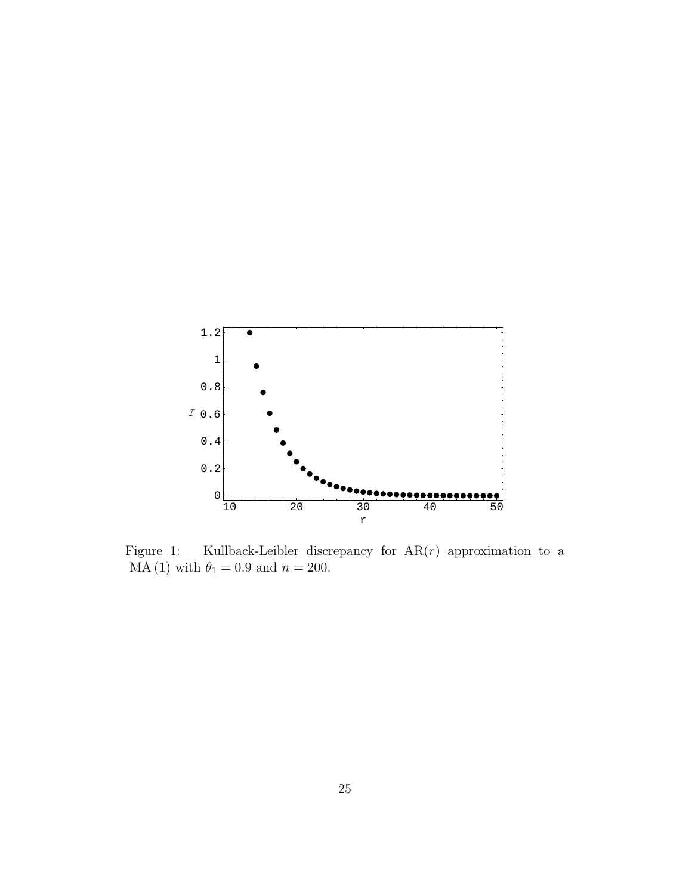Figure 1: Kullback-Leibler discrepancy for AR($r$) approximation to a MA (1) with $\theta_1 = 0.9$ and $n = 200$.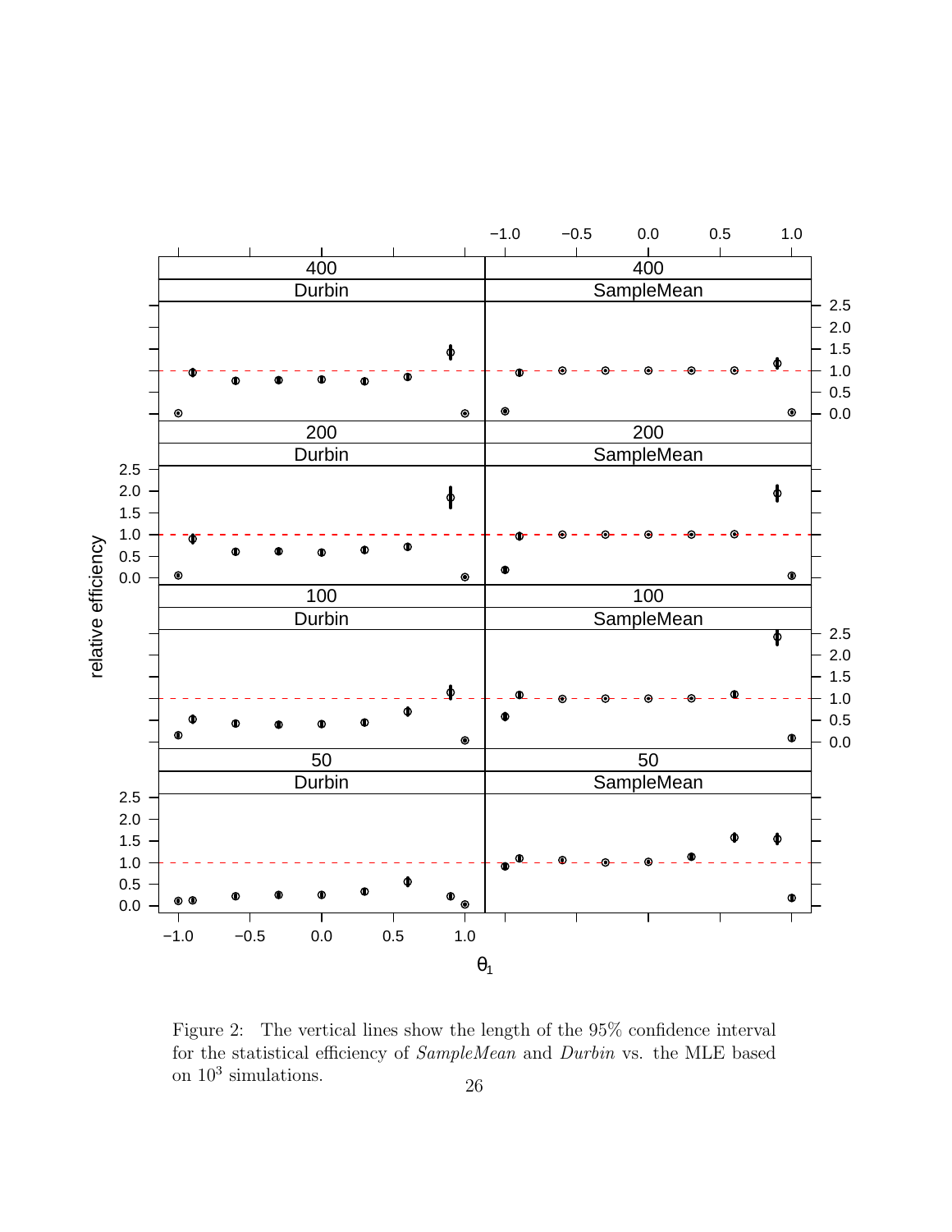Figure 2: The vertical lines show the length of the 95% confidence interval for the statistical efficiency of *SampleMean* and *Durbin* vs. the MLE based on $10^3$ simulations.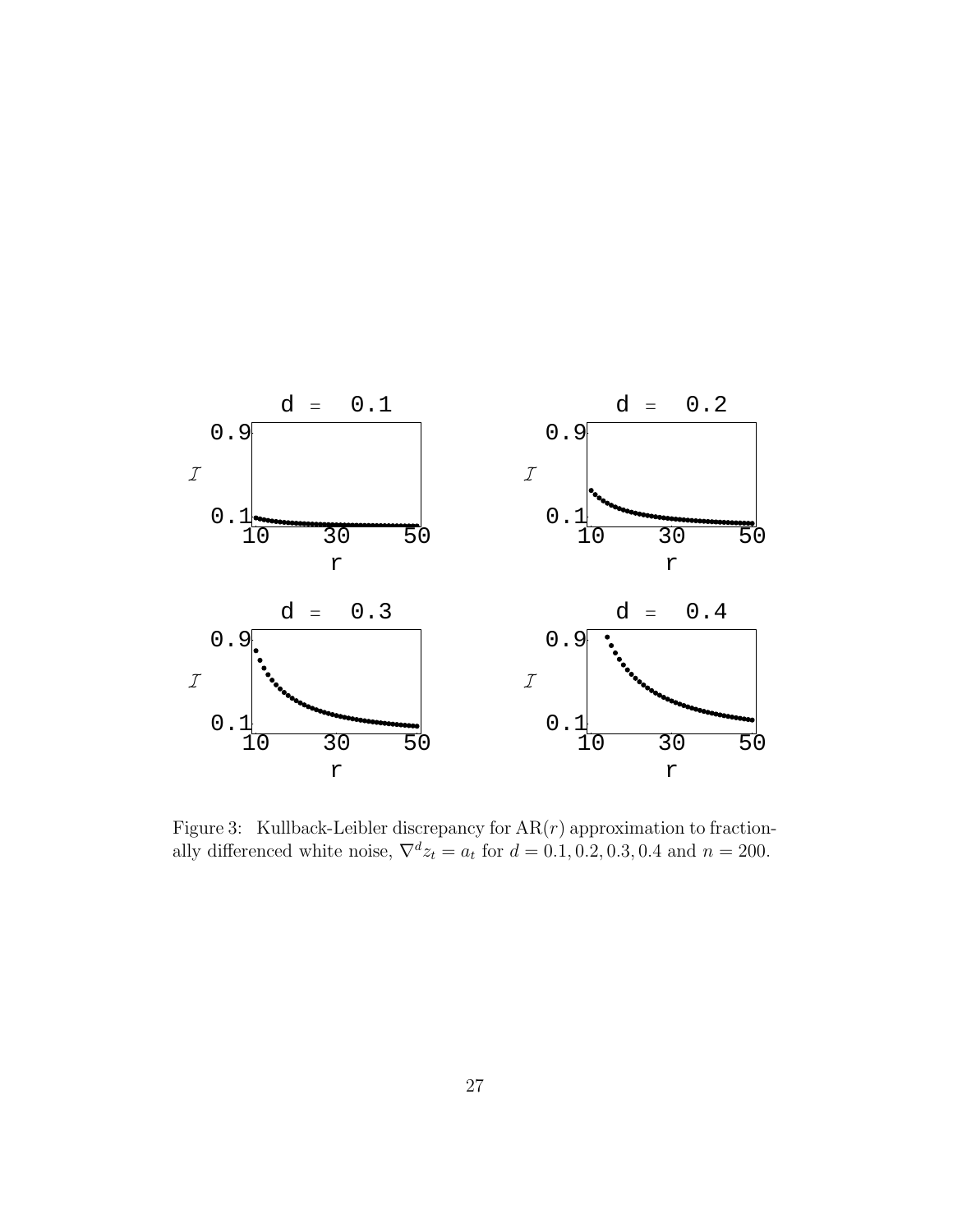d = 0.1

0.9

$\mathcal{I}$

0.1

10 30 50

r

d = 0.2

0.9

$\mathcal{I}$

0.1

10 30 50

r

d = 0.3

0.9

$\mathcal{I}$

0.1

10 30 50

r

d = 0.4

0.9

$\mathcal{I}$

0.1

10 30 50

r

Figure 3: Kullback-Leibler discrepancy for $\text{AR}(r)$ approximation to fractionally differenced white noise, $\nabla^d z_t = a_t$ for $d = 0.1, 0.2, 0.3, 0.4$ and $n = 200$.